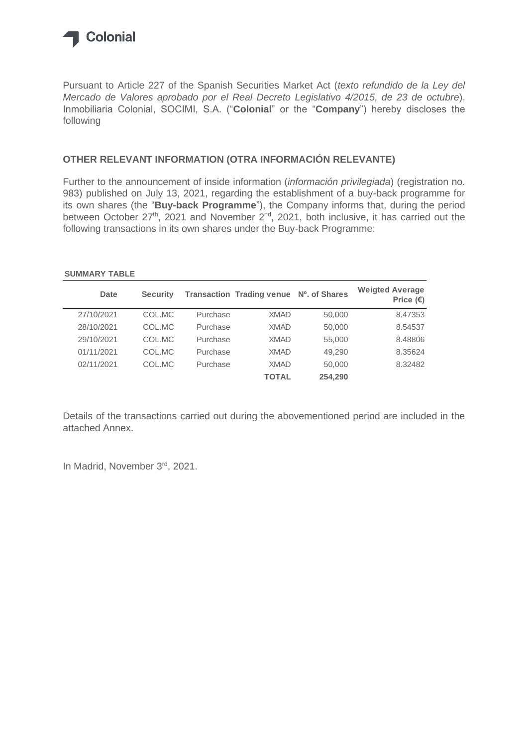Colonial

Pursuant to Article 227 of the Spanish Securities Market Act (*texto refundido de la Ley del Mercado de Valores aprobado por el Real Decreto Legislativo 4/2015, de 23 de octubre*), Inmobiliaria Colonial, SOCIMI, S.A. ("**Colonial**" or the "**Company**") hereby discloses the following

## OTHER RELEVANT INFORMATION (OTRA INFORMACIÓN RELEVANTE)

Further to the announcement of inside information (*información privilegiada*) (registration no. 983) published on July 13, 2021, regarding the establishment of a buy-back programme for its own shares (the "**Buy-back Programme**"), the Company informs that, during the period between October 27th, 2021 and November 2nd, 2021, both inclusive, it has carried out the following transactions in its own shares under the Buy-back Programme:

**SUMMARY TABLE**

| Date | Security | Transaction | Trading venue | Nº. of Shares | Weigted Average Price (€) |
|---|---|---|---|---|---|
| 27/10/2021 | COL.MC | Purchase | XMAD | 50,000 | 8.47353 |
| 28/10/2021 | COL.MC | Purchase | XMAD | 50,000 | 8.54537 |
| 29/10/2021 | COL.MC | Purchase | XMAD | 55,000 | 8.48806 |
| 01/11/2021 | COL.MC | Purchase | XMAD | 49,290 | 8.35624 |
| 02/11/2021 | COL.MC | Purchase | XMAD | 50,000 | 8.32482 |
| | | | **TOTAL** | **254,290** | |

Details of the transactions carried out during the abovementioned period are included in the attached Annex.

In Madrid, November 3rd, 2021.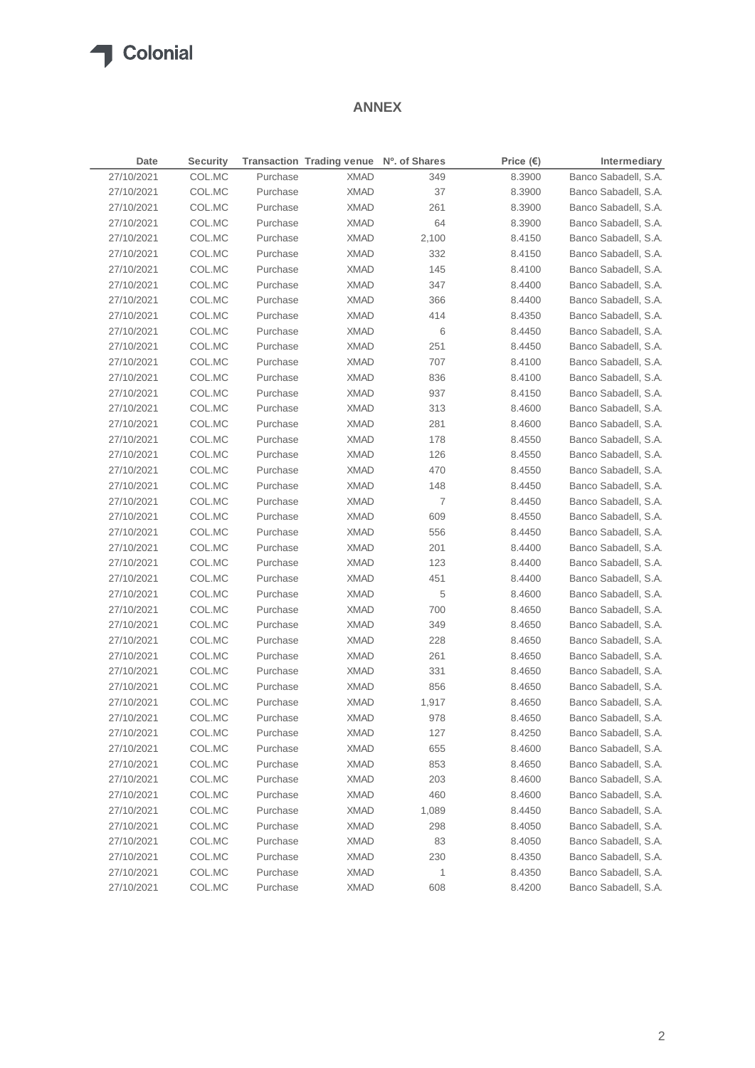## ANNEX

| Date | Security | Transaction | Trading venue | Nº. of Shares | Price (€) | Intermediary |
|---|---|---|---|---|---|---|
| 27/10/2021 | COL.MC | Purchase | XMAD | 349 | 8.3900 | Banco Sabadell, S.A. |
| 27/10/2021 | COL.MC | Purchase | XMAD | 37 | 8.3900 | Banco Sabadell, S.A. |
| 27/10/2021 | COL.MC | Purchase | XMAD | 261 | 8.3900 | Banco Sabadell, S.A. |
| 27/10/2021 | COL.MC | Purchase | XMAD | 64 | 8.3900 | Banco Sabadell, S.A. |
| 27/10/2021 | COL.MC | Purchase | XMAD | 2,100 | 8.4150 | Banco Sabadell, S.A. |
| 27/10/2021 | COL.MC | Purchase | XMAD | 332 | 8.4150 | Banco Sabadell, S.A. |
| 27/10/2021 | COL.MC | Purchase | XMAD | 145 | 8.4100 | Banco Sabadell, S.A. |
| 27/10/2021 | COL.MC | Purchase | XMAD | 347 | 8.4400 | Banco Sabadell, S.A. |
| 27/10/2021 | COL.MC | Purchase | XMAD | 366 | 8.4400 | Banco Sabadell, S.A. |
| 27/10/2021 | COL.MC | Purchase | XMAD | 414 | 8.4350 | Banco Sabadell, S.A. |
| 27/10/2021 | COL.MC | Purchase | XMAD | 6 | 8.4450 | Banco Sabadell, S.A. |
| 27/10/2021 | COL.MC | Purchase | XMAD | 251 | 8.4450 | Banco Sabadell, S.A. |
| 27/10/2021 | COL.MC | Purchase | XMAD | 707 | 8.4100 | Banco Sabadell, S.A. |
| 27/10/2021 | COL.MC | Purchase | XMAD | 836 | 8.4100 | Banco Sabadell, S.A. |
| 27/10/2021 | COL.MC | Purchase | XMAD | 937 | 8.4150 | Banco Sabadell, S.A. |
| 27/10/2021 | COL.MC | Purchase | XMAD | 313 | 8.4600 | Banco Sabadell, S.A. |
| 27/10/2021 | COL.MC | Purchase | XMAD | 281 | 8.4600 | Banco Sabadell, S.A. |
| 27/10/2021 | COL.MC | Purchase | XMAD | 178 | 8.4550 | Banco Sabadell, S.A. |
| 27/10/2021 | COL.MC | Purchase | XMAD | 126 | 8.4550 | Banco Sabadell, S.A. |
| 27/10/2021 | COL.MC | Purchase | XMAD | 470 | 8.4550 | Banco Sabadell, S.A. |
| 27/10/2021 | COL.MC | Purchase | XMAD | 148 | 8.4450 | Banco Sabadell, S.A. |
| 27/10/2021 | COL.MC | Purchase | XMAD | 7 | 8.4450 | Banco Sabadell, S.A. |
| 27/10/2021 | COL.MC | Purchase | XMAD | 609 | 8.4550 | Banco Sabadell, S.A. |
| 27/10/2021 | COL.MC | Purchase | XMAD | 556 | 8.4450 | Banco Sabadell, S.A. |
| 27/10/2021 | COL.MC | Purchase | XMAD | 201 | 8.4400 | Banco Sabadell, S.A. |
| 27/10/2021 | COL.MC | Purchase | XMAD | 123 | 8.4400 | Banco Sabadell, S.A. |
| 27/10/2021 | COL.MC | Purchase | XMAD | 451 | 8.4400 | Banco Sabadell, S.A. |
| 27/10/2021 | COL.MC | Purchase | XMAD | 5 | 8.4600 | Banco Sabadell, S.A. |
| 27/10/2021 | COL.MC | Purchase | XMAD | 700 | 8.4650 | Banco Sabadell, S.A. |
| 27/10/2021 | COL.MC | Purchase | XMAD | 349 | 8.4650 | Banco Sabadell, S.A. |
| 27/10/2021 | COL.MC | Purchase | XMAD | 228 | 8.4650 | Banco Sabadell, S.A. |
| 27/10/2021 | COL.MC | Purchase | XMAD | 261 | 8.4650 | Banco Sabadell, S.A. |
| 27/10/2021 | COL.MC | Purchase | XMAD | 331 | 8.4650 | Banco Sabadell, S.A. |
| 27/10/2021 | COL.MC | Purchase | XMAD | 856 | 8.4650 | Banco Sabadell, S.A. |
| 27/10/2021 | COL.MC | Purchase | XMAD | 1,917 | 8.4650 | Banco Sabadell, S.A. |
| 27/10/2021 | COL.MC | Purchase | XMAD | 978 | 8.4650 | Banco Sabadell, S.A. |
| 27/10/2021 | COL.MC | Purchase | XMAD | 127 | 8.4250 | Banco Sabadell, S.A. |
| 27/10/2021 | COL.MC | Purchase | XMAD | 655 | 8.4600 | Banco Sabadell, S.A. |
| 27/10/2021 | COL.MC | Purchase | XMAD | 853 | 8.4650 | Banco Sabadell, S.A. |
| 27/10/2021 | COL.MC | Purchase | XMAD | 203 | 8.4600 | Banco Sabadell, S.A. |
| 27/10/2021 | COL.MC | Purchase | XMAD | 460 | 8.4600 | Banco Sabadell, S.A. |
| 27/10/2021 | COL.MC | Purchase | XMAD | 1,089 | 8.4450 | Banco Sabadell, S.A. |
| 27/10/2021 | COL.MC | Purchase | XMAD | 298 | 8.4050 | Banco Sabadell, S.A. |
| 27/10/2021 | COL.MC | Purchase | XMAD | 83 | 8.4050 | Banco Sabadell, S.A. |
| 27/10/2021 | COL.MC | Purchase | XMAD | 230 | 8.4350 | Banco Sabadell, S.A. |
| 27/10/2021 | COL.MC | Purchase | XMAD | 1 | 8.4350 | Banco Sabadell, S.A. |
| 27/10/2021 | COL.MC | Purchase | XMAD | 608 | 8.4200 | Banco Sabadell, S.A. |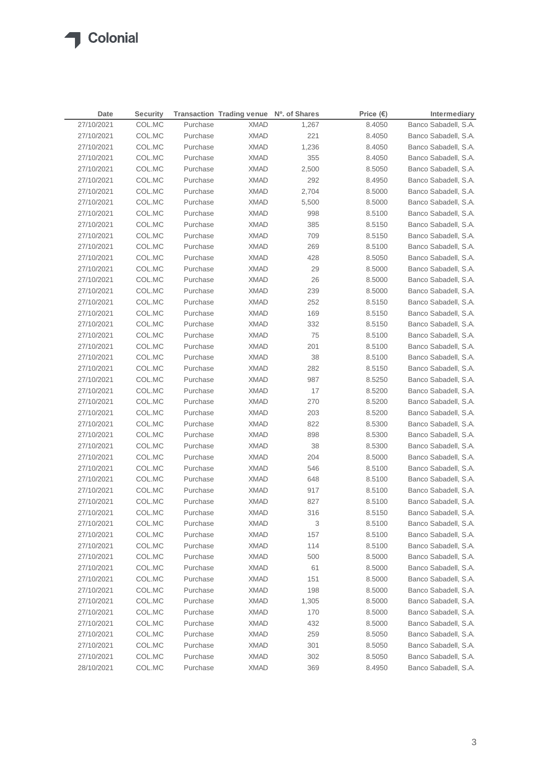| Date | Security | Transaction | Trading venue | Nº. of Shares | Price (€) | Intermediary |
|---|---|---|---|---|---|---|
| 27/10/2021 | COL.MC | Purchase | XMAD | 1,267 | 8.4050 | Banco Sabadell, S.A. |
| 27/10/2021 | COL.MC | Purchase | XMAD | 221 | 8.4050 | Banco Sabadell, S.A. |
| 27/10/2021 | COL.MC | Purchase | XMAD | 1,236 | 8.4050 | Banco Sabadell, S.A. |
| 27/10/2021 | COL.MC | Purchase | XMAD | 355 | 8.4050 | Banco Sabadell, S.A. |
| 27/10/2021 | COL.MC | Purchase | XMAD | 2,500 | 8.5050 | Banco Sabadell, S.A. |
| 27/10/2021 | COL.MC | Purchase | XMAD | 292 | 8.4950 | Banco Sabadell, S.A. |
| 27/10/2021 | COL.MC | Purchase | XMAD | 2,704 | 8.5000 | Banco Sabadell, S.A. |
| 27/10/2021 | COL.MC | Purchase | XMAD | 5,500 | 8.5000 | Banco Sabadell, S.A. |
| 27/10/2021 | COL.MC | Purchase | XMAD | 998 | 8.5100 | Banco Sabadell, S.A. |
| 27/10/2021 | COL.MC | Purchase | XMAD | 385 | 8.5150 | Banco Sabadell, S.A. |
| 27/10/2021 | COL.MC | Purchase | XMAD | 709 | 8.5150 | Banco Sabadell, S.A. |
| 27/10/2021 | COL.MC | Purchase | XMAD | 269 | 8.5100 | Banco Sabadell, S.A. |
| 27/10/2021 | COL.MC | Purchase | XMAD | 428 | 8.5050 | Banco Sabadell, S.A. |
| 27/10/2021 | COL.MC | Purchase | XMAD | 29 | 8.5000 | Banco Sabadell, S.A. |
| 27/10/2021 | COL.MC | Purchase | XMAD | 26 | 8.5000 | Banco Sabadell, S.A. |
| 27/10/2021 | COL.MC | Purchase | XMAD | 239 | 8.5000 | Banco Sabadell, S.A. |
| 27/10/2021 | COL.MC | Purchase | XMAD | 252 | 8.5150 | Banco Sabadell, S.A. |
| 27/10/2021 | COL.MC | Purchase | XMAD | 169 | 8.5150 | Banco Sabadell, S.A. |
| 27/10/2021 | COL.MC | Purchase | XMAD | 332 | 8.5150 | Banco Sabadell, S.A. |
| 27/10/2021 | COL.MC | Purchase | XMAD | 75 | 8.5100 | Banco Sabadell, S.A. |
| 27/10/2021 | COL.MC | Purchase | XMAD | 201 | 8.5100 | Banco Sabadell, S.A. |
| 27/10/2021 | COL.MC | Purchase | XMAD | 38 | 8.5100 | Banco Sabadell, S.A. |
| 27/10/2021 | COL.MC | Purchase | XMAD | 282 | 8.5150 | Banco Sabadell, S.A. |
| 27/10/2021 | COL.MC | Purchase | XMAD | 987 | 8.5250 | Banco Sabadell, S.A. |
| 27/10/2021 | COL.MC | Purchase | XMAD | 17 | 8.5200 | Banco Sabadell, S.A. |
| 27/10/2021 | COL.MC | Purchase | XMAD | 270 | 8.5200 | Banco Sabadell, S.A. |
| 27/10/2021 | COL.MC | Purchase | XMAD | 203 | 8.5200 | Banco Sabadell, S.A. |
| 27/10/2021 | COL.MC | Purchase | XMAD | 822 | 8.5300 | Banco Sabadell, S.A. |
| 27/10/2021 | COL.MC | Purchase | XMAD | 898 | 8.5300 | Banco Sabadell, S.A. |
| 27/10/2021 | COL.MC | Purchase | XMAD | 38 | 8.5300 | Banco Sabadell, S.A. |
| 27/10/2021 | COL.MC | Purchase | XMAD | 204 | 8.5000 | Banco Sabadell, S.A. |
| 27/10/2021 | COL.MC | Purchase | XMAD | 546 | 8.5100 | Banco Sabadell, S.A. |
| 27/10/2021 | COL.MC | Purchase | XMAD | 648 | 8.5100 | Banco Sabadell, S.A. |
| 27/10/2021 | COL.MC | Purchase | XMAD | 917 | 8.5100 | Banco Sabadell, S.A. |
| 27/10/2021 | COL.MC | Purchase | XMAD | 827 | 8.5100 | Banco Sabadell, S.A. |
| 27/10/2021 | COL.MC | Purchase | XMAD | 316 | 8.5150 | Banco Sabadell, S.A. |
| 27/10/2021 | COL.MC | Purchase | XMAD | 3 | 8.5100 | Banco Sabadell, S.A. |
| 27/10/2021 | COL.MC | Purchase | XMAD | 157 | 8.5100 | Banco Sabadell, S.A. |
| 27/10/2021 | COL.MC | Purchase | XMAD | 114 | 8.5100 | Banco Sabadell, S.A. |
| 27/10/2021 | COL.MC | Purchase | XMAD | 500 | 8.5000 | Banco Sabadell, S.A. |
| 27/10/2021 | COL.MC | Purchase | XMAD | 61 | 8.5000 | Banco Sabadell, S.A. |
| 27/10/2021 | COL.MC | Purchase | XMAD | 151 | 8.5000 | Banco Sabadell, S.A. |
| 27/10/2021 | COL.MC | Purchase | XMAD | 198 | 8.5000 | Banco Sabadell, S.A. |
| 27/10/2021 | COL.MC | Purchase | XMAD | 1,305 | 8.5000 | Banco Sabadell, S.A. |
| 27/10/2021 | COL.MC | Purchase | XMAD | 170 | 8.5000 | Banco Sabadell, S.A. |
| 27/10/2021 | COL.MC | Purchase | XMAD | 432 | 8.5000 | Banco Sabadell, S.A. |
| 27/10/2021 | COL.MC | Purchase | XMAD | 259 | 8.5050 | Banco Sabadell, S.A. |
| 27/10/2021 | COL.MC | Purchase | XMAD | 301 | 8.5050 | Banco Sabadell, S.A. |
| 27/10/2021 | COL.MC | Purchase | XMAD | 302 | 8.5050 | Banco Sabadell, S.A. |
| 28/10/2021 | COL.MC | Purchase | XMAD | 369 | 8.4950 | Banco Sabadell, S.A. |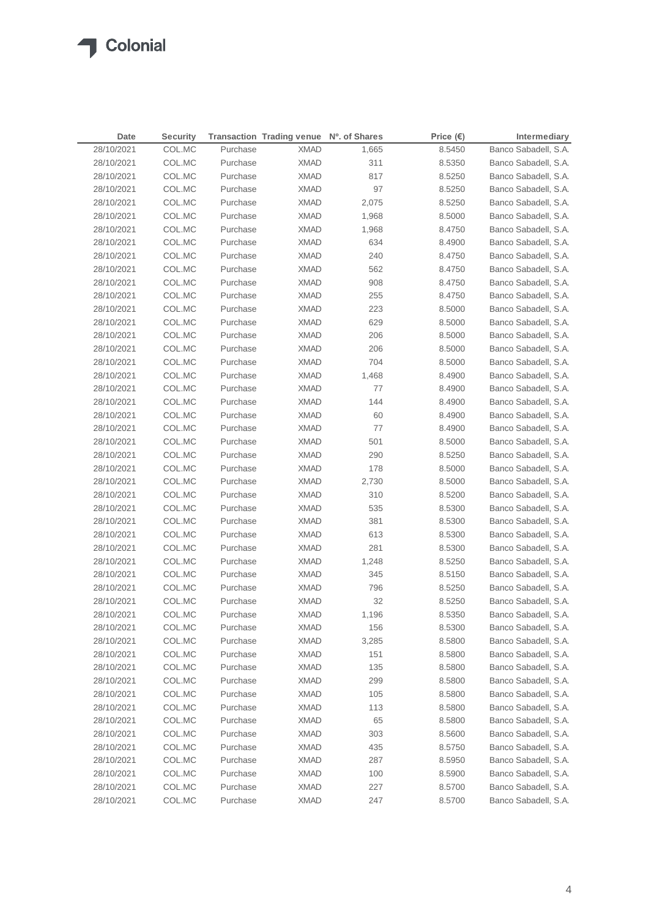| Date | Security | Transaction | Trading venue | Nº. of Shares | Price (€) | Intermediary |
|---|---|---|---|---|---|---|
| 28/10/2021 | COL.MC | Purchase | XMAD | 1,665 | 8.5450 | Banco Sabadell, S.A. |
| 28/10/2021 | COL.MC | Purchase | XMAD | 311 | 8.5350 | Banco Sabadell, S.A. |
| 28/10/2021 | COL.MC | Purchase | XMAD | 817 | 8.5250 | Banco Sabadell, S.A. |
| 28/10/2021 | COL.MC | Purchase | XMAD | 97 | 8.5250 | Banco Sabadell, S.A. |
| 28/10/2021 | COL.MC | Purchase | XMAD | 2,075 | 8.5250 | Banco Sabadell, S.A. |
| 28/10/2021 | COL.MC | Purchase | XMAD | 1,968 | 8.5000 | Banco Sabadell, S.A. |
| 28/10/2021 | COL.MC | Purchase | XMAD | 1,968 | 8.4750 | Banco Sabadell, S.A. |
| 28/10/2021 | COL.MC | Purchase | XMAD | 634 | 8.4900 | Banco Sabadell, S.A. |
| 28/10/2021 | COL.MC | Purchase | XMAD | 240 | 8.4750 | Banco Sabadell, S.A. |
| 28/10/2021 | COL.MC | Purchase | XMAD | 562 | 8.4750 | Banco Sabadell, S.A. |
| 28/10/2021 | COL.MC | Purchase | XMAD | 908 | 8.4750 | Banco Sabadell, S.A. |
| 28/10/2021 | COL.MC | Purchase | XMAD | 255 | 8.4750 | Banco Sabadell, S.A. |
| 28/10/2021 | COL.MC | Purchase | XMAD | 223 | 8.5000 | Banco Sabadell, S.A. |
| 28/10/2021 | COL.MC | Purchase | XMAD | 629 | 8.5000 | Banco Sabadell, S.A. |
| 28/10/2021 | COL.MC | Purchase | XMAD | 206 | 8.5000 | Banco Sabadell, S.A. |
| 28/10/2021 | COL.MC | Purchase | XMAD | 206 | 8.5000 | Banco Sabadell, S.A. |
| 28/10/2021 | COL.MC | Purchase | XMAD | 704 | 8.5000 | Banco Sabadell, S.A. |
| 28/10/2021 | COL.MC | Purchase | XMAD | 1,468 | 8.4900 | Banco Sabadell, S.A. |
| 28/10/2021 | COL.MC | Purchase | XMAD | 77 | 8.4900 | Banco Sabadell, S.A. |
| 28/10/2021 | COL.MC | Purchase | XMAD | 144 | 8.4900 | Banco Sabadell, S.A. |
| 28/10/2021 | COL.MC | Purchase | XMAD | 60 | 8.4900 | Banco Sabadell, S.A. |
| 28/10/2021 | COL.MC | Purchase | XMAD | 77 | 8.4900 | Banco Sabadell, S.A. |
| 28/10/2021 | COL.MC | Purchase | XMAD | 501 | 8.5000 | Banco Sabadell, S.A. |
| 28/10/2021 | COL.MC | Purchase | XMAD | 290 | 8.5250 | Banco Sabadell, S.A. |
| 28/10/2021 | COL.MC | Purchase | XMAD | 178 | 8.5000 | Banco Sabadell, S.A. |
| 28/10/2021 | COL.MC | Purchase | XMAD | 2,730 | 8.5000 | Banco Sabadell, S.A. |
| 28/10/2021 | COL.MC | Purchase | XMAD | 310 | 8.5200 | Banco Sabadell, S.A. |
| 28/10/2021 | COL.MC | Purchase | XMAD | 535 | 8.5300 | Banco Sabadell, S.A. |
| 28/10/2021 | COL.MC | Purchase | XMAD | 381 | 8.5300 | Banco Sabadell, S.A. |
| 28/10/2021 | COL.MC | Purchase | XMAD | 613 | 8.5300 | Banco Sabadell, S.A. |
| 28/10/2021 | COL.MC | Purchase | XMAD | 281 | 8.5300 | Banco Sabadell, S.A. |
| 28/10/2021 | COL.MC | Purchase | XMAD | 1,248 | 8.5250 | Banco Sabadell, S.A. |
| 28/10/2021 | COL.MC | Purchase | XMAD | 345 | 8.5150 | Banco Sabadell, S.A. |
| 28/10/2021 | COL.MC | Purchase | XMAD | 796 | 8.5250 | Banco Sabadell, S.A. |
| 28/10/2021 | COL.MC | Purchase | XMAD | 32 | 8.5250 | Banco Sabadell, S.A. |
| 28/10/2021 | COL.MC | Purchase | XMAD | 1,196 | 8.5350 | Banco Sabadell, S.A. |
| 28/10/2021 | COL.MC | Purchase | XMAD | 156 | 8.5300 | Banco Sabadell, S.A. |
| 28/10/2021 | COL.MC | Purchase | XMAD | 3,285 | 8.5800 | Banco Sabadell, S.A. |
| 28/10/2021 | COL.MC | Purchase | XMAD | 151 | 8.5800 | Banco Sabadell, S.A. |
| 28/10/2021 | COL.MC | Purchase | XMAD | 135 | 8.5800 | Banco Sabadell, S.A. |
| 28/10/2021 | COL.MC | Purchase | XMAD | 299 | 8.5800 | Banco Sabadell, S.A. |
| 28/10/2021 | COL.MC | Purchase | XMAD | 105 | 8.5800 | Banco Sabadell, S.A. |
| 28/10/2021 | COL.MC | Purchase | XMAD | 113 | 8.5800 | Banco Sabadell, S.A. |
| 28/10/2021 | COL.MC | Purchase | XMAD | 65 | 8.5800 | Banco Sabadell, S.A. |
| 28/10/2021 | COL.MC | Purchase | XMAD | 303 | 8.5600 | Banco Sabadell, S.A. |
| 28/10/2021 | COL.MC | Purchase | XMAD | 435 | 8.5750 | Banco Sabadell, S.A. |
| 28/10/2021 | COL.MC | Purchase | XMAD | 287 | 8.5950 | Banco Sabadell, S.A. |
| 28/10/2021 | COL.MC | Purchase | XMAD | 100 | 8.5900 | Banco Sabadell, S.A. |
| 28/10/2021 | COL.MC | Purchase | XMAD | 227 | 8.5700 | Banco Sabadell, S.A. |
| 28/10/2021 | COL.MC | Purchase | XMAD | 247 | 8.5700 | Banco Sabadell, S.A. |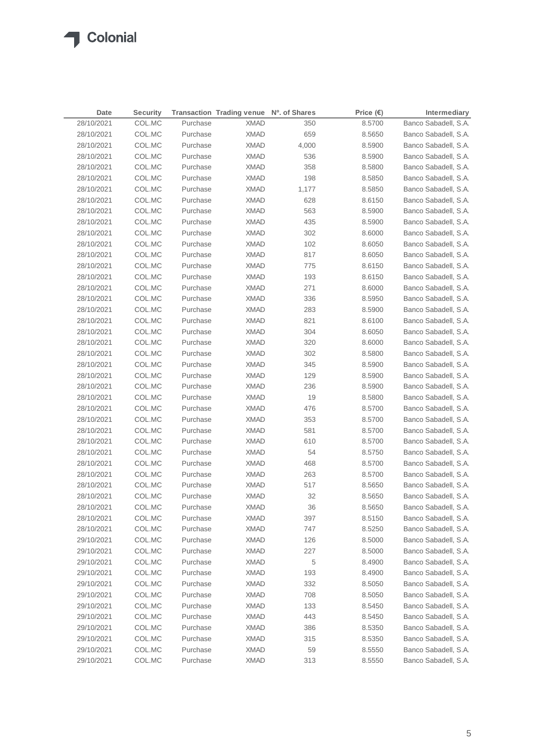| Date | Security | Transaction | Trading venue | Nº. of Shares | Price (€) | Intermediary |
|---|---|---|---|---|---|---|
| 28/10/2021 | COL.MC | Purchase | XMAD | 350 | 8.5700 | Banco Sabadell, S.A. |
| 28/10/2021 | COL.MC | Purchase | XMAD | 659 | 8.5650 | Banco Sabadell, S.A. |
| 28/10/2021 | COL.MC | Purchase | XMAD | 4,000 | 8.5900 | Banco Sabadell, S.A. |
| 28/10/2021 | COL.MC | Purchase | XMAD | 536 | 8.5900 | Banco Sabadell, S.A. |
| 28/10/2021 | COL.MC | Purchase | XMAD | 358 | 8.5800 | Banco Sabadell, S.A. |
| 28/10/2021 | COL.MC | Purchase | XMAD | 198 | 8.5850 | Banco Sabadell, S.A. |
| 28/10/2021 | COL.MC | Purchase | XMAD | 1,177 | 8.5850 | Banco Sabadell, S.A. |
| 28/10/2021 | COL.MC | Purchase | XMAD | 628 | 8.6150 | Banco Sabadell, S.A. |
| 28/10/2021 | COL.MC | Purchase | XMAD | 563 | 8.5900 | Banco Sabadell, S.A. |
| 28/10/2021 | COL.MC | Purchase | XMAD | 435 | 8.5900 | Banco Sabadell, S.A. |
| 28/10/2021 | COL.MC | Purchase | XMAD | 302 | 8.6000 | Banco Sabadell, S.A. |
| 28/10/2021 | COL.MC | Purchase | XMAD | 102 | 8.6050 | Banco Sabadell, S.A. |
| 28/10/2021 | COL.MC | Purchase | XMAD | 817 | 8.6050 | Banco Sabadell, S.A. |
| 28/10/2021 | COL.MC | Purchase | XMAD | 775 | 8.6150 | Banco Sabadell, S.A. |
| 28/10/2021 | COL.MC | Purchase | XMAD | 193 | 8.6150 | Banco Sabadell, S.A. |
| 28/10/2021 | COL.MC | Purchase | XMAD | 271 | 8.6000 | Banco Sabadell, S.A. |
| 28/10/2021 | COL.MC | Purchase | XMAD | 336 | 8.5950 | Banco Sabadell, S.A. |
| 28/10/2021 | COL.MC | Purchase | XMAD | 283 | 8.5900 | Banco Sabadell, S.A. |
| 28/10/2021 | COL.MC | Purchase | XMAD | 821 | 8.6100 | Banco Sabadell, S.A. |
| 28/10/2021 | COL.MC | Purchase | XMAD | 304 | 8.6050 | Banco Sabadell, S.A. |
| 28/10/2021 | COL.MC | Purchase | XMAD | 320 | 8.6000 | Banco Sabadell, S.A. |
| 28/10/2021 | COL.MC | Purchase | XMAD | 302 | 8.5800 | Banco Sabadell, S.A. |
| 28/10/2021 | COL.MC | Purchase | XMAD | 345 | 8.5900 | Banco Sabadell, S.A. |
| 28/10/2021 | COL.MC | Purchase | XMAD | 129 | 8.5900 | Banco Sabadell, S.A. |
| 28/10/2021 | COL.MC | Purchase | XMAD | 236 | 8.5900 | Banco Sabadell, S.A. |
| 28/10/2021 | COL.MC | Purchase | XMAD | 19 | 8.5800 | Banco Sabadell, S.A. |
| 28/10/2021 | COL.MC | Purchase | XMAD | 476 | 8.5700 | Banco Sabadell, S.A. |
| 28/10/2021 | COL.MC | Purchase | XMAD | 353 | 8.5700 | Banco Sabadell, S.A. |
| 28/10/2021 | COL.MC | Purchase | XMAD | 581 | 8.5700 | Banco Sabadell, S.A. |
| 28/10/2021 | COL.MC | Purchase | XMAD | 610 | 8.5700 | Banco Sabadell, S.A. |
| 28/10/2021 | COL.MC | Purchase | XMAD | 54 | 8.5750 | Banco Sabadell, S.A. |
| 28/10/2021 | COL.MC | Purchase | XMAD | 468 | 8.5700 | Banco Sabadell, S.A. |
| 28/10/2021 | COL.MC | Purchase | XMAD | 263 | 8.5700 | Banco Sabadell, S.A. |
| 28/10/2021 | COL.MC | Purchase | XMAD | 517 | 8.5650 | Banco Sabadell, S.A. |
| 28/10/2021 | COL.MC | Purchase | XMAD | 32 | 8.5650 | Banco Sabadell, S.A. |
| 28/10/2021 | COL.MC | Purchase | XMAD | 36 | 8.5650 | Banco Sabadell, S.A. |
| 28/10/2021 | COL.MC | Purchase | XMAD | 397 | 8.5150 | Banco Sabadell, S.A. |
| 28/10/2021 | COL.MC | Purchase | XMAD | 747 | 8.5250 | Banco Sabadell, S.A. |
| 29/10/2021 | COL.MC | Purchase | XMAD | 126 | 8.5000 | Banco Sabadell, S.A. |
| 29/10/2021 | COL.MC | Purchase | XMAD | 227 | 8.5000 | Banco Sabadell, S.A. |
| 29/10/2021 | COL.MC | Purchase | XMAD | 5 | 8.4900 | Banco Sabadell, S.A. |
| 29/10/2021 | COL.MC | Purchase | XMAD | 193 | 8.4900 | Banco Sabadell, S.A. |
| 29/10/2021 | COL.MC | Purchase | XMAD | 332 | 8.5050 | Banco Sabadell, S.A. |
| 29/10/2021 | COL.MC | Purchase | XMAD | 708 | 8.5050 | Banco Sabadell, S.A. |
| 29/10/2021 | COL.MC | Purchase | XMAD | 133 | 8.5450 | Banco Sabadell, S.A. |
| 29/10/2021 | COL.MC | Purchase | XMAD | 443 | 8.5450 | Banco Sabadell, S.A. |
| 29/10/2021 | COL.MC | Purchase | XMAD | 386 | 8.5350 | Banco Sabadell, S.A. |
| 29/10/2021 | COL.MC | Purchase | XMAD | 315 | 8.5350 | Banco Sabadell, S.A. |
| 29/10/2021 | COL.MC | Purchase | XMAD | 59 | 8.5550 | Banco Sabadell, S.A. |
| 29/10/2021 | COL.MC | Purchase | XMAD | 313 | 8.5550 | Banco Sabadell, S.A. |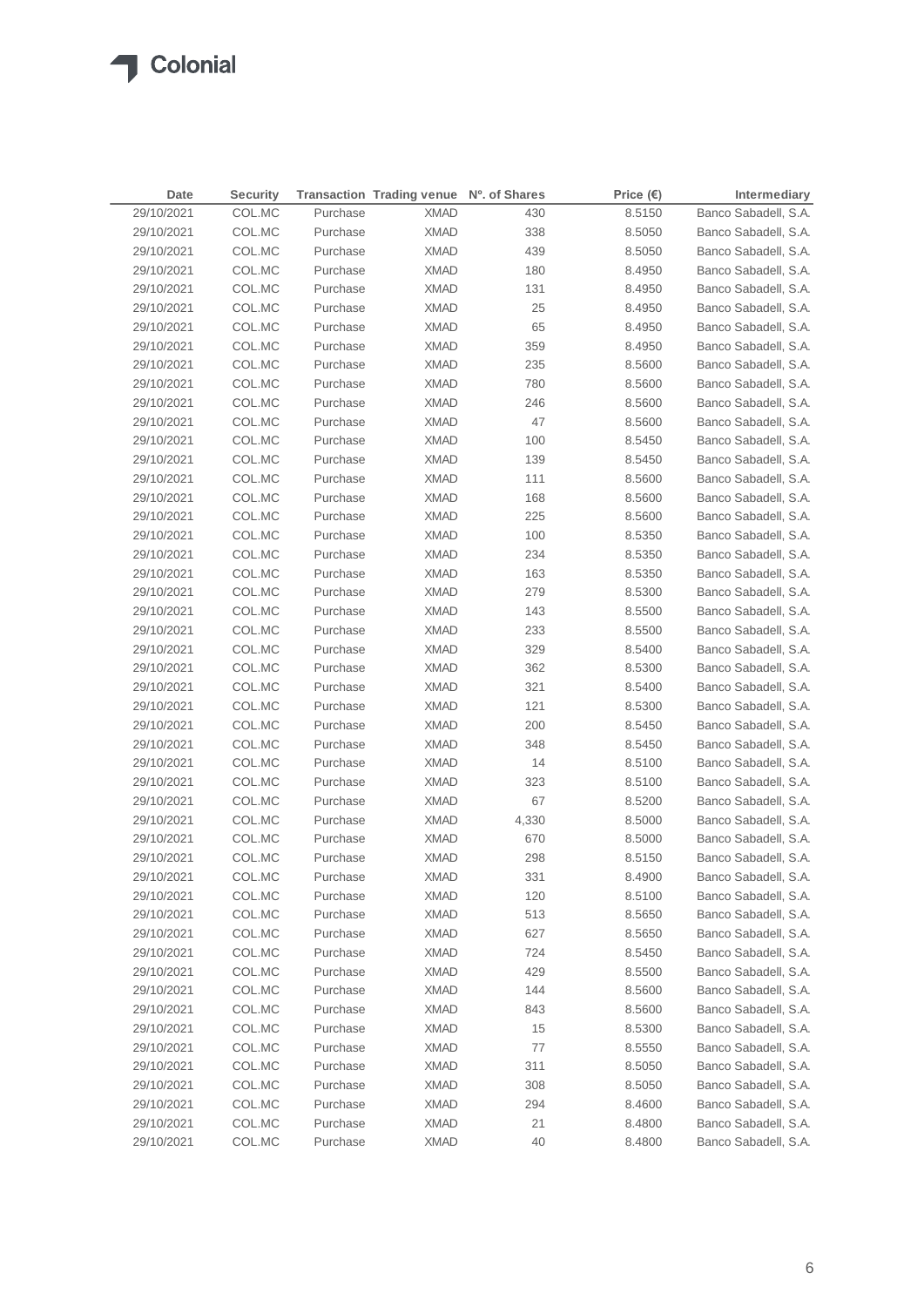| Date | Security | Transaction | Trading venue | Nº. of Shares | Price (€) | Intermediary |
|---|---|---|---|---|---|---|
| 29/10/2021 | COL.MC | Purchase | XMAD | 430 | 8.5150 | Banco Sabadell, S.A. |
| 29/10/2021 | COL.MC | Purchase | XMAD | 338 | 8.5050 | Banco Sabadell, S.A. |
| 29/10/2021 | COL.MC | Purchase | XMAD | 439 | 8.5050 | Banco Sabadell, S.A. |
| 29/10/2021 | COL.MC | Purchase | XMAD | 180 | 8.4950 | Banco Sabadell, S.A. |
| 29/10/2021 | COL.MC | Purchase | XMAD | 131 | 8.4950 | Banco Sabadell, S.A. |
| 29/10/2021 | COL.MC | Purchase | XMAD | 25 | 8.4950 | Banco Sabadell, S.A. |
| 29/10/2021 | COL.MC | Purchase | XMAD | 65 | 8.4950 | Banco Sabadell, S.A. |
| 29/10/2021 | COL.MC | Purchase | XMAD | 359 | 8.4950 | Banco Sabadell, S.A. |
| 29/10/2021 | COL.MC | Purchase | XMAD | 235 | 8.5600 | Banco Sabadell, S.A. |
| 29/10/2021 | COL.MC | Purchase | XMAD | 780 | 8.5600 | Banco Sabadell, S.A. |
| 29/10/2021 | COL.MC | Purchase | XMAD | 246 | 8.5600 | Banco Sabadell, S.A. |
| 29/10/2021 | COL.MC | Purchase | XMAD | 47 | 8.5600 | Banco Sabadell, S.A. |
| 29/10/2021 | COL.MC | Purchase | XMAD | 100 | 8.5450 | Banco Sabadell, S.A. |
| 29/10/2021 | COL.MC | Purchase | XMAD | 139 | 8.5450 | Banco Sabadell, S.A. |
| 29/10/2021 | COL.MC | Purchase | XMAD | 111 | 8.5600 | Banco Sabadell, S.A. |
| 29/10/2021 | COL.MC | Purchase | XMAD | 168 | 8.5600 | Banco Sabadell, S.A. |
| 29/10/2021 | COL.MC | Purchase | XMAD | 225 | 8.5600 | Banco Sabadell, S.A. |
| 29/10/2021 | COL.MC | Purchase | XMAD | 100 | 8.5350 | Banco Sabadell, S.A. |
| 29/10/2021 | COL.MC | Purchase | XMAD | 234 | 8.5350 | Banco Sabadell, S.A. |
| 29/10/2021 | COL.MC | Purchase | XMAD | 163 | 8.5350 | Banco Sabadell, S.A. |
| 29/10/2021 | COL.MC | Purchase | XMAD | 279 | 8.5300 | Banco Sabadell, S.A. |
| 29/10/2021 | COL.MC | Purchase | XMAD | 143 | 8.5500 | Banco Sabadell, S.A. |
| 29/10/2021 | COL.MC | Purchase | XMAD | 233 | 8.5500 | Banco Sabadell, S.A. |
| 29/10/2021 | COL.MC | Purchase | XMAD | 329 | 8.5400 | Banco Sabadell, S.A. |
| 29/10/2021 | COL.MC | Purchase | XMAD | 362 | 8.5300 | Banco Sabadell, S.A. |
| 29/10/2021 | COL.MC | Purchase | XMAD | 321 | 8.5400 | Banco Sabadell, S.A. |
| 29/10/2021 | COL.MC | Purchase | XMAD | 121 | 8.5300 | Banco Sabadell, S.A. |
| 29/10/2021 | COL.MC | Purchase | XMAD | 200 | 8.5450 | Banco Sabadell, S.A. |
| 29/10/2021 | COL.MC | Purchase | XMAD | 348 | 8.5450 | Banco Sabadell, S.A. |
| 29/10/2021 | COL.MC | Purchase | XMAD | 14 | 8.5100 | Banco Sabadell, S.A. |
| 29/10/2021 | COL.MC | Purchase | XMAD | 323 | 8.5100 | Banco Sabadell, S.A. |
| 29/10/2021 | COL.MC | Purchase | XMAD | 67 | 8.5200 | Banco Sabadell, S.A. |
| 29/10/2021 | COL.MC | Purchase | XMAD | 4,330 | 8.5000 | Banco Sabadell, S.A. |
| 29/10/2021 | COL.MC | Purchase | XMAD | 670 | 8.5000 | Banco Sabadell, S.A. |
| 29/10/2021 | COL.MC | Purchase | XMAD | 298 | 8.5150 | Banco Sabadell, S.A. |
| 29/10/2021 | COL.MC | Purchase | XMAD | 331 | 8.4900 | Banco Sabadell, S.A. |
| 29/10/2021 | COL.MC | Purchase | XMAD | 120 | 8.5100 | Banco Sabadell, S.A. |
| 29/10/2021 | COL.MC | Purchase | XMAD | 513 | 8.5650 | Banco Sabadell, S.A. |
| 29/10/2021 | COL.MC | Purchase | XMAD | 627 | 8.5650 | Banco Sabadell, S.A. |
| 29/10/2021 | COL.MC | Purchase | XMAD | 724 | 8.5450 | Banco Sabadell, S.A. |
| 29/10/2021 | COL.MC | Purchase | XMAD | 429 | 8.5500 | Banco Sabadell, S.A. |
| 29/10/2021 | COL.MC | Purchase | XMAD | 144 | 8.5600 | Banco Sabadell, S.A. |
| 29/10/2021 | COL.MC | Purchase | XMAD | 843 | 8.5600 | Banco Sabadell, S.A. |
| 29/10/2021 | COL.MC | Purchase | XMAD | 15 | 8.5300 | Banco Sabadell, S.A. |
| 29/10/2021 | COL.MC | Purchase | XMAD | 77 | 8.5550 | Banco Sabadell, S.A. |
| 29/10/2021 | COL.MC | Purchase | XMAD | 311 | 8.5050 | Banco Sabadell, S.A. |
| 29/10/2021 | COL.MC | Purchase | XMAD | 308 | 8.5050 | Banco Sabadell, S.A. |
| 29/10/2021 | COL.MC | Purchase | XMAD | 294 | 8.4600 | Banco Sabadell, S.A. |
| 29/10/2021 | COL.MC | Purchase | XMAD | 21 | 8.4800 | Banco Sabadell, S.A. |
| 29/10/2021 | COL.MC | Purchase | XMAD | 40 | 8.4800 | Banco Sabadell, S.A. |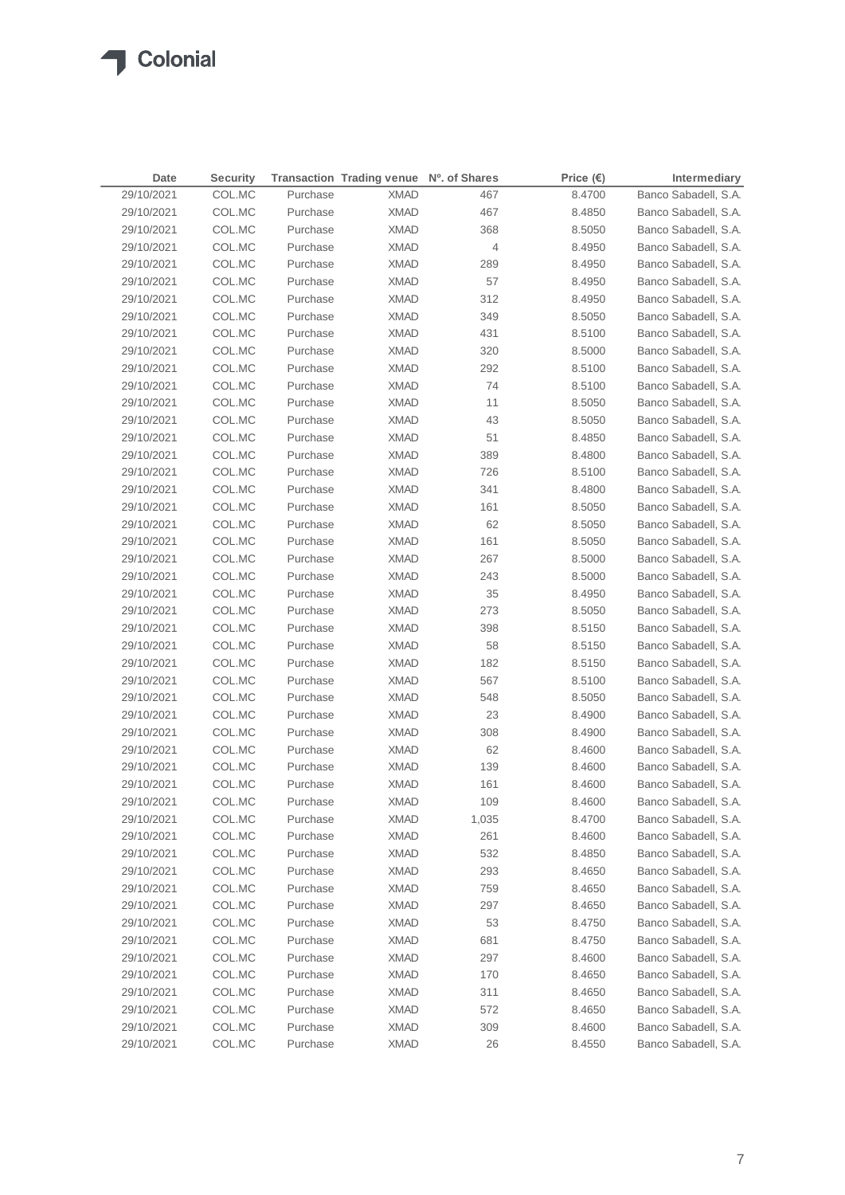| Date | Security | Transaction | Trading venue | Nº. of Shares | Price (€) | Intermediary |
|---|---|---|---|---|---|---|
| 29/10/2021 | COL.MC | Purchase | XMAD | 467 | 8.4700 | Banco Sabadell, S.A. |
| 29/10/2021 | COL.MC | Purchase | XMAD | 467 | 8.4850 | Banco Sabadell, S.A. |
| 29/10/2021 | COL.MC | Purchase | XMAD | 368 | 8.5050 | Banco Sabadell, S.A. |
| 29/10/2021 | COL.MC | Purchase | XMAD | 4 | 8.4950 | Banco Sabadell, S.A. |
| 29/10/2021 | COL.MC | Purchase | XMAD | 289 | 8.4950 | Banco Sabadell, S.A. |
| 29/10/2021 | COL.MC | Purchase | XMAD | 57 | 8.4950 | Banco Sabadell, S.A. |
| 29/10/2021 | COL.MC | Purchase | XMAD | 312 | 8.4950 | Banco Sabadell, S.A. |
| 29/10/2021 | COL.MC | Purchase | XMAD | 349 | 8.5050 | Banco Sabadell, S.A. |
| 29/10/2021 | COL.MC | Purchase | XMAD | 431 | 8.5100 | Banco Sabadell, S.A. |
| 29/10/2021 | COL.MC | Purchase | XMAD | 320 | 8.5000 | Banco Sabadell, S.A. |
| 29/10/2021 | COL.MC | Purchase | XMAD | 292 | 8.5100 | Banco Sabadell, S.A. |
| 29/10/2021 | COL.MC | Purchase | XMAD | 74 | 8.5100 | Banco Sabadell, S.A. |
| 29/10/2021 | COL.MC | Purchase | XMAD | 11 | 8.5050 | Banco Sabadell, S.A. |
| 29/10/2021 | COL.MC | Purchase | XMAD | 43 | 8.5050 | Banco Sabadell, S.A. |
| 29/10/2021 | COL.MC | Purchase | XMAD | 51 | 8.4850 | Banco Sabadell, S.A. |
| 29/10/2021 | COL.MC | Purchase | XMAD | 389 | 8.4800 | Banco Sabadell, S.A. |
| 29/10/2021 | COL.MC | Purchase | XMAD | 726 | 8.5100 | Banco Sabadell, S.A. |
| 29/10/2021 | COL.MC | Purchase | XMAD | 341 | 8.4800 | Banco Sabadell, S.A. |
| 29/10/2021 | COL.MC | Purchase | XMAD | 161 | 8.5050 | Banco Sabadell, S.A. |
| 29/10/2021 | COL.MC | Purchase | XMAD | 62 | 8.5050 | Banco Sabadell, S.A. |
| 29/10/2021 | COL.MC | Purchase | XMAD | 161 | 8.5050 | Banco Sabadell, S.A. |
| 29/10/2021 | COL.MC | Purchase | XMAD | 267 | 8.5000 | Banco Sabadell, S.A. |
| 29/10/2021 | COL.MC | Purchase | XMAD | 243 | 8.5000 | Banco Sabadell, S.A. |
| 29/10/2021 | COL.MC | Purchase | XMAD | 35 | 8.4950 | Banco Sabadell, S.A. |
| 29/10/2021 | COL.MC | Purchase | XMAD | 273 | 8.5050 | Banco Sabadell, S.A. |
| 29/10/2021 | COL.MC | Purchase | XMAD | 398 | 8.5150 | Banco Sabadell, S.A. |
| 29/10/2021 | COL.MC | Purchase | XMAD | 58 | 8.5150 | Banco Sabadell, S.A. |
| 29/10/2021 | COL.MC | Purchase | XMAD | 182 | 8.5150 | Banco Sabadell, S.A. |
| 29/10/2021 | COL.MC | Purchase | XMAD | 567 | 8.5100 | Banco Sabadell, S.A. |
| 29/10/2021 | COL.MC | Purchase | XMAD | 548 | 8.5050 | Banco Sabadell, S.A. |
| 29/10/2021 | COL.MC | Purchase | XMAD | 23 | 8.4900 | Banco Sabadell, S.A. |
| 29/10/2021 | COL.MC | Purchase | XMAD | 308 | 8.4900 | Banco Sabadell, S.A. |
| 29/10/2021 | COL.MC | Purchase | XMAD | 62 | 8.4600 | Banco Sabadell, S.A. |
| 29/10/2021 | COL.MC | Purchase | XMAD | 139 | 8.4600 | Banco Sabadell, S.A. |
| 29/10/2021 | COL.MC | Purchase | XMAD | 161 | 8.4600 | Banco Sabadell, S.A. |
| 29/10/2021 | COL.MC | Purchase | XMAD | 109 | 8.4600 | Banco Sabadell, S.A. |
| 29/10/2021 | COL.MC | Purchase | XMAD | 1,035 | 8.4700 | Banco Sabadell, S.A. |
| 29/10/2021 | COL.MC | Purchase | XMAD | 261 | 8.4600 | Banco Sabadell, S.A. |
| 29/10/2021 | COL.MC | Purchase | XMAD | 532 | 8.4850 | Banco Sabadell, S.A. |
| 29/10/2021 | COL.MC | Purchase | XMAD | 293 | 8.4650 | Banco Sabadell, S.A. |
| 29/10/2021 | COL.MC | Purchase | XMAD | 759 | 8.4650 | Banco Sabadell, S.A. |
| 29/10/2021 | COL.MC | Purchase | XMAD | 297 | 8.4650 | Banco Sabadell, S.A. |
| 29/10/2021 | COL.MC | Purchase | XMAD | 53 | 8.4750 | Banco Sabadell, S.A. |
| 29/10/2021 | COL.MC | Purchase | XMAD | 681 | 8.4750 | Banco Sabadell, S.A. |
| 29/10/2021 | COL.MC | Purchase | XMAD | 297 | 8.4600 | Banco Sabadell, S.A. |
| 29/10/2021 | COL.MC | Purchase | XMAD | 170 | 8.4650 | Banco Sabadell, S.A. |
| 29/10/2021 | COL.MC | Purchase | XMAD | 311 | 8.4650 | Banco Sabadell, S.A. |
| 29/10/2021 | COL.MC | Purchase | XMAD | 572 | 8.4650 | Banco Sabadell, S.A. |
| 29/10/2021 | COL.MC | Purchase | XMAD | 309 | 8.4600 | Banco Sabadell, S.A. |
| 29/10/2021 | COL.MC | Purchase | XMAD | 26 | 8.4550 | Banco Sabadell, S.A. |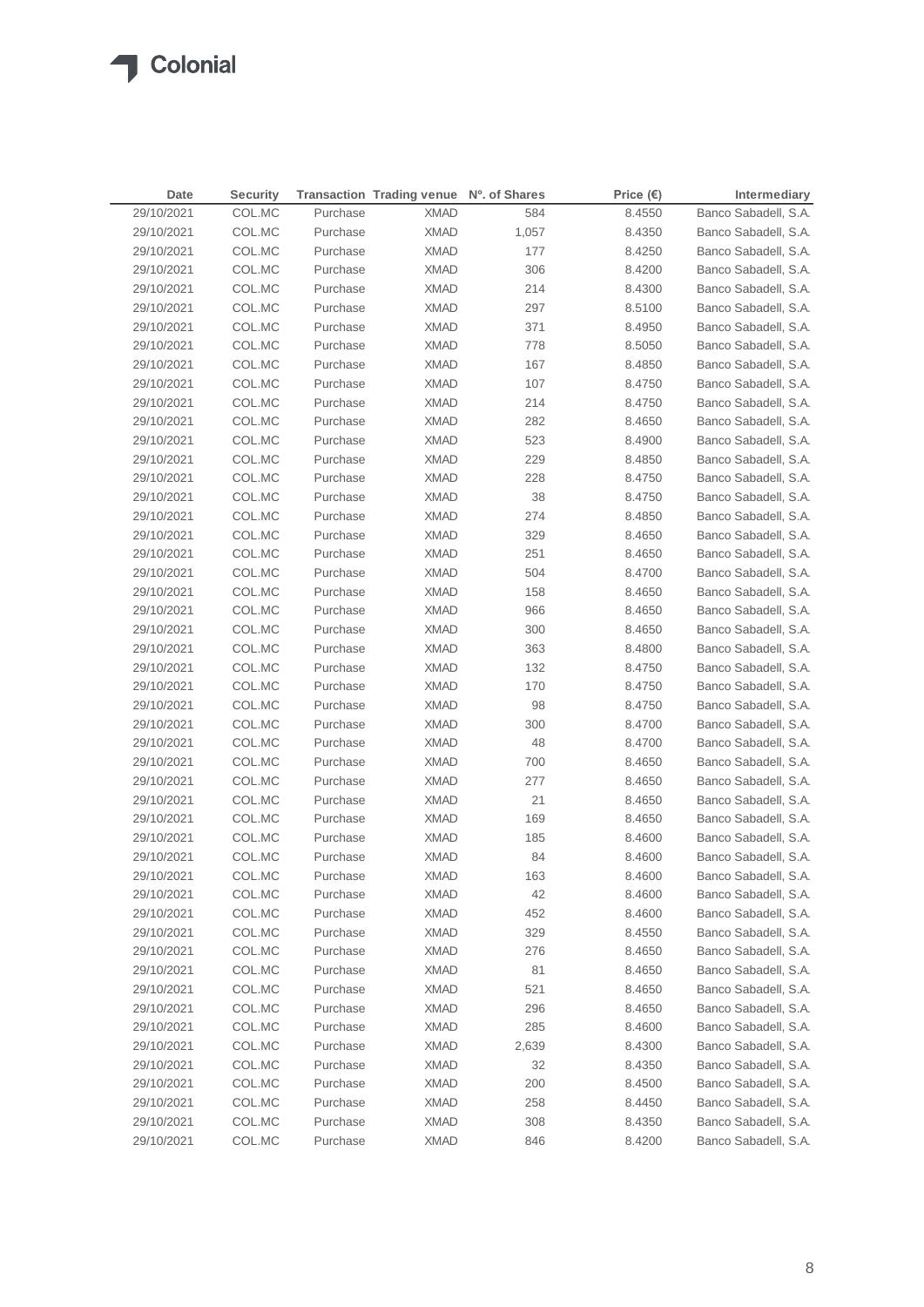| Date | Security | Transaction | Trading venue | Nº. of Shares | Price (€) | Intermediary |
|---|---|---|---|---|---|---|
| 29/10/2021 | COL.MC | Purchase | XMAD | 584 | 8.4550 | Banco Sabadell, S.A. |
| 29/10/2021 | COL.MC | Purchase | XMAD | 1,057 | 8.4350 | Banco Sabadell, S.A. |
| 29/10/2021 | COL.MC | Purchase | XMAD | 177 | 8.4250 | Banco Sabadell, S.A. |
| 29/10/2021 | COL.MC | Purchase | XMAD | 306 | 8.4200 | Banco Sabadell, S.A. |
| 29/10/2021 | COL.MC | Purchase | XMAD | 214 | 8.4300 | Banco Sabadell, S.A. |
| 29/10/2021 | COL.MC | Purchase | XMAD | 297 | 8.5100 | Banco Sabadell, S.A. |
| 29/10/2021 | COL.MC | Purchase | XMAD | 371 | 8.4950 | Banco Sabadell, S.A. |
| 29/10/2021 | COL.MC | Purchase | XMAD | 778 | 8.5050 | Banco Sabadell, S.A. |
| 29/10/2021 | COL.MC | Purchase | XMAD | 167 | 8.4850 | Banco Sabadell, S.A. |
| 29/10/2021 | COL.MC | Purchase | XMAD | 107 | 8.4750 | Banco Sabadell, S.A. |
| 29/10/2021 | COL.MC | Purchase | XMAD | 214 | 8.4750 | Banco Sabadell, S.A. |
| 29/10/2021 | COL.MC | Purchase | XMAD | 282 | 8.4650 | Banco Sabadell, S.A. |
| 29/10/2021 | COL.MC | Purchase | XMAD | 523 | 8.4900 | Banco Sabadell, S.A. |
| 29/10/2021 | COL.MC | Purchase | XMAD | 229 | 8.4850 | Banco Sabadell, S.A. |
| 29/10/2021 | COL.MC | Purchase | XMAD | 228 | 8.4750 | Banco Sabadell, S.A. |
| 29/10/2021 | COL.MC | Purchase | XMAD | 38 | 8.4750 | Banco Sabadell, S.A. |
| 29/10/2021 | COL.MC | Purchase | XMAD | 274 | 8.4850 | Banco Sabadell, S.A. |
| 29/10/2021 | COL.MC | Purchase | XMAD | 329 | 8.4650 | Banco Sabadell, S.A. |
| 29/10/2021 | COL.MC | Purchase | XMAD | 251 | 8.4650 | Banco Sabadell, S.A. |
| 29/10/2021 | COL.MC | Purchase | XMAD | 504 | 8.4700 | Banco Sabadell, S.A. |
| 29/10/2021 | COL.MC | Purchase | XMAD | 158 | 8.4650 | Banco Sabadell, S.A. |
| 29/10/2021 | COL.MC | Purchase | XMAD | 966 | 8.4650 | Banco Sabadell, S.A. |
| 29/10/2021 | COL.MC | Purchase | XMAD | 300 | 8.4650 | Banco Sabadell, S.A. |
| 29/10/2021 | COL.MC | Purchase | XMAD | 363 | 8.4800 | Banco Sabadell, S.A. |
| 29/10/2021 | COL.MC | Purchase | XMAD | 132 | 8.4750 | Banco Sabadell, S.A. |
| 29/10/2021 | COL.MC | Purchase | XMAD | 170 | 8.4750 | Banco Sabadell, S.A. |
| 29/10/2021 | COL.MC | Purchase | XMAD | 98 | 8.4750 | Banco Sabadell, S.A. |
| 29/10/2021 | COL.MC | Purchase | XMAD | 300 | 8.4700 | Banco Sabadell, S.A. |
| 29/10/2021 | COL.MC | Purchase | XMAD | 48 | 8.4700 | Banco Sabadell, S.A. |
| 29/10/2021 | COL.MC | Purchase | XMAD | 700 | 8.4650 | Banco Sabadell, S.A. |
| 29/10/2021 | COL.MC | Purchase | XMAD | 277 | 8.4650 | Banco Sabadell, S.A. |
| 29/10/2021 | COL.MC | Purchase | XMAD | 21 | 8.4650 | Banco Sabadell, S.A. |
| 29/10/2021 | COL.MC | Purchase | XMAD | 169 | 8.4650 | Banco Sabadell, S.A. |
| 29/10/2021 | COL.MC | Purchase | XMAD | 185 | 8.4600 | Banco Sabadell, S.A. |
| 29/10/2021 | COL.MC | Purchase | XMAD | 84 | 8.4600 | Banco Sabadell, S.A. |
| 29/10/2021 | COL.MC | Purchase | XMAD | 163 | 8.4600 | Banco Sabadell, S.A. |
| 29/10/2021 | COL.MC | Purchase | XMAD | 42 | 8.4600 | Banco Sabadell, S.A. |
| 29/10/2021 | COL.MC | Purchase | XMAD | 452 | 8.4600 | Banco Sabadell, S.A. |
| 29/10/2021 | COL.MC | Purchase | XMAD | 329 | 8.4550 | Banco Sabadell, S.A. |
| 29/10/2021 | COL.MC | Purchase | XMAD | 276 | 8.4650 | Banco Sabadell, S.A. |
| 29/10/2021 | COL.MC | Purchase | XMAD | 81 | 8.4650 | Banco Sabadell, S.A. |
| 29/10/2021 | COL.MC | Purchase | XMAD | 521 | 8.4650 | Banco Sabadell, S.A. |
| 29/10/2021 | COL.MC | Purchase | XMAD | 296 | 8.4650 | Banco Sabadell, S.A. |
| 29/10/2021 | COL.MC | Purchase | XMAD | 285 | 8.4600 | Banco Sabadell, S.A. |
| 29/10/2021 | COL.MC | Purchase | XMAD | 2,639 | 8.4300 | Banco Sabadell, S.A. |
| 29/10/2021 | COL.MC | Purchase | XMAD | 32 | 8.4350 | Banco Sabadell, S.A. |
| 29/10/2021 | COL.MC | Purchase | XMAD | 200 | 8.4500 | Banco Sabadell, S.A. |
| 29/10/2021 | COL.MC | Purchase | XMAD | 258 | 8.4450 | Banco Sabadell, S.A. |
| 29/10/2021 | COL.MC | Purchase | XMAD | 308 | 8.4350 | Banco Sabadell, S.A. |
| 29/10/2021 | COL.MC | Purchase | XMAD | 846 | 8.4200 | Banco Sabadell, S.A. |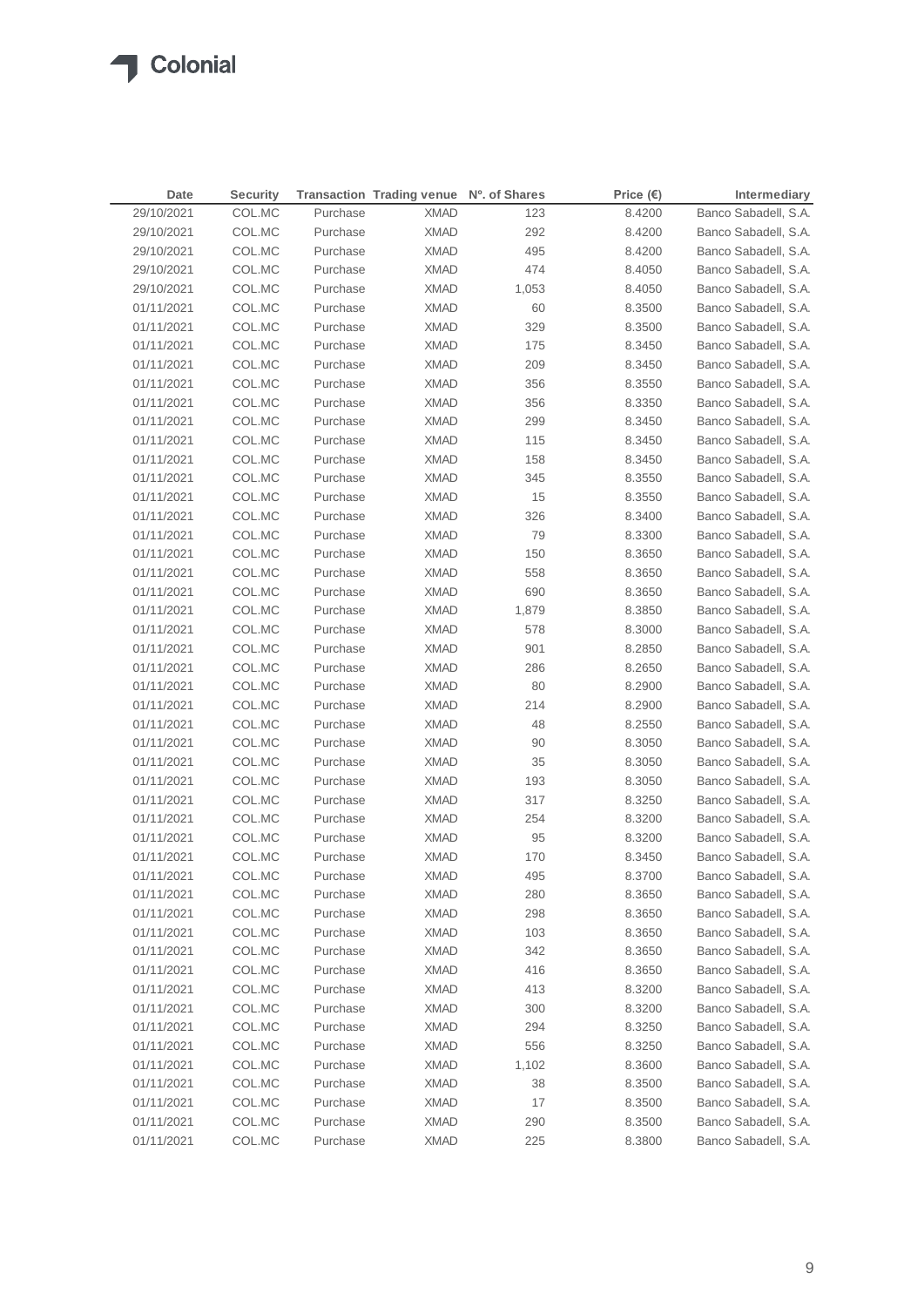| Date | Security | Transaction | Trading venue | Nº. of Shares | Price (€) | Intermediary |
|---|---|---|---|---|---|---|
| 29/10/2021 | COL.MC | Purchase | XMAD | 123 | 8.4200 | Banco Sabadell, S.A. |
| 29/10/2021 | COL.MC | Purchase | XMAD | 292 | 8.4200 | Banco Sabadell, S.A. |
| 29/10/2021 | COL.MC | Purchase | XMAD | 495 | 8.4200 | Banco Sabadell, S.A. |
| 29/10/2021 | COL.MC | Purchase | XMAD | 474 | 8.4050 | Banco Sabadell, S.A. |
| 29/10/2021 | COL.MC | Purchase | XMAD | 1,053 | 8.4050 | Banco Sabadell, S.A. |
| 01/11/2021 | COL.MC | Purchase | XMAD | 60 | 8.3500 | Banco Sabadell, S.A. |
| 01/11/2021 | COL.MC | Purchase | XMAD | 329 | 8.3500 | Banco Sabadell, S.A. |
| 01/11/2021 | COL.MC | Purchase | XMAD | 175 | 8.3450 | Banco Sabadell, S.A. |
| 01/11/2021 | COL.MC | Purchase | XMAD | 209 | 8.3450 | Banco Sabadell, S.A. |
| 01/11/2021 | COL.MC | Purchase | XMAD | 356 | 8.3550 | Banco Sabadell, S.A. |
| 01/11/2021 | COL.MC | Purchase | XMAD | 356 | 8.3350 | Banco Sabadell, S.A. |
| 01/11/2021 | COL.MC | Purchase | XMAD | 299 | 8.3450 | Banco Sabadell, S.A. |
| 01/11/2021 | COL.MC | Purchase | XMAD | 115 | 8.3450 | Banco Sabadell, S.A. |
| 01/11/2021 | COL.MC | Purchase | XMAD | 158 | 8.3450 | Banco Sabadell, S.A. |
| 01/11/2021 | COL.MC | Purchase | XMAD | 345 | 8.3550 | Banco Sabadell, S.A. |
| 01/11/2021 | COL.MC | Purchase | XMAD | 15 | 8.3550 | Banco Sabadell, S.A. |
| 01/11/2021 | COL.MC | Purchase | XMAD | 326 | 8.3400 | Banco Sabadell, S.A. |
| 01/11/2021 | COL.MC | Purchase | XMAD | 79 | 8.3300 | Banco Sabadell, S.A. |
| 01/11/2021 | COL.MC | Purchase | XMAD | 150 | 8.3650 | Banco Sabadell, S.A. |
| 01/11/2021 | COL.MC | Purchase | XMAD | 558 | 8.3650 | Banco Sabadell, S.A. |
| 01/11/2021 | COL.MC | Purchase | XMAD | 690 | 8.3650 | Banco Sabadell, S.A. |
| 01/11/2021 | COL.MC | Purchase | XMAD | 1,879 | 8.3850 | Banco Sabadell, S.A. |
| 01/11/2021 | COL.MC | Purchase | XMAD | 578 | 8.3000 | Banco Sabadell, S.A. |
| 01/11/2021 | COL.MC | Purchase | XMAD | 901 | 8.2850 | Banco Sabadell, S.A. |
| 01/11/2021 | COL.MC | Purchase | XMAD | 286 | 8.2650 | Banco Sabadell, S.A. |
| 01/11/2021 | COL.MC | Purchase | XMAD | 80 | 8.2900 | Banco Sabadell, S.A. |
| 01/11/2021 | COL.MC | Purchase | XMAD | 214 | 8.2900 | Banco Sabadell, S.A. |
| 01/11/2021 | COL.MC | Purchase | XMAD | 48 | 8.2550 | Banco Sabadell, S.A. |
| 01/11/2021 | COL.MC | Purchase | XMAD | 90 | 8.3050 | Banco Sabadell, S.A. |
| 01/11/2021 | COL.MC | Purchase | XMAD | 35 | 8.3050 | Banco Sabadell, S.A. |
| 01/11/2021 | COL.MC | Purchase | XMAD | 193 | 8.3050 | Banco Sabadell, S.A. |
| 01/11/2021 | COL.MC | Purchase | XMAD | 317 | 8.3250 | Banco Sabadell, S.A. |
| 01/11/2021 | COL.MC | Purchase | XMAD | 254 | 8.3200 | Banco Sabadell, S.A. |
| 01/11/2021 | COL.MC | Purchase | XMAD | 95 | 8.3200 | Banco Sabadell, S.A. |
| 01/11/2021 | COL.MC | Purchase | XMAD | 170 | 8.3450 | Banco Sabadell, S.A. |
| 01/11/2021 | COL.MC | Purchase | XMAD | 495 | 8.3700 | Banco Sabadell, S.A. |
| 01/11/2021 | COL.MC | Purchase | XMAD | 280 | 8.3650 | Banco Sabadell, S.A. |
| 01/11/2021 | COL.MC | Purchase | XMAD | 298 | 8.3650 | Banco Sabadell, S.A. |
| 01/11/2021 | COL.MC | Purchase | XMAD | 103 | 8.3650 | Banco Sabadell, S.A. |
| 01/11/2021 | COL.MC | Purchase | XMAD | 342 | 8.3650 | Banco Sabadell, S.A. |
| 01/11/2021 | COL.MC | Purchase | XMAD | 416 | 8.3650 | Banco Sabadell, S.A. |
| 01/11/2021 | COL.MC | Purchase | XMAD | 413 | 8.3200 | Banco Sabadell, S.A. |
| 01/11/2021 | COL.MC | Purchase | XMAD | 300 | 8.3200 | Banco Sabadell, S.A. |
| 01/11/2021 | COL.MC | Purchase | XMAD | 294 | 8.3250 | Banco Sabadell, S.A. |
| 01/11/2021 | COL.MC | Purchase | XMAD | 556 | 8.3250 | Banco Sabadell, S.A. |
| 01/11/2021 | COL.MC | Purchase | XMAD | 1,102 | 8.3600 | Banco Sabadell, S.A. |
| 01/11/2021 | COL.MC | Purchase | XMAD | 38 | 8.3500 | Banco Sabadell, S.A. |
| 01/11/2021 | COL.MC | Purchase | XMAD | 17 | 8.3500 | Banco Sabadell, S.A. |
| 01/11/2021 | COL.MC | Purchase | XMAD | 290 | 8.3500 | Banco Sabadell, S.A. |
| 01/11/2021 | COL.MC | Purchase | XMAD | 225 | 8.3800 | Banco Sabadell, S.A. |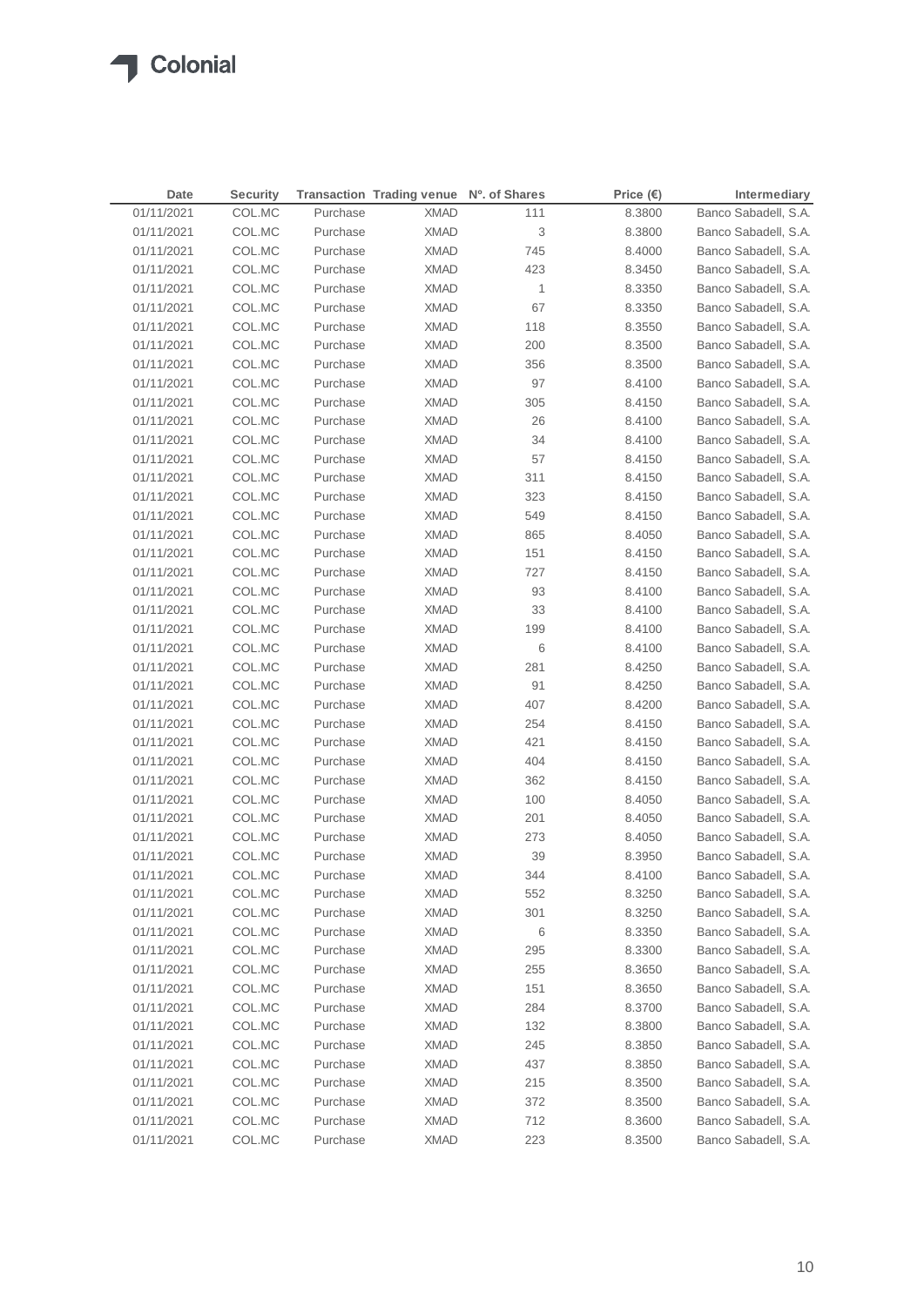| Date | Security | Transaction | Trading venue | Nº. of Shares | Price (€) | Intermediary |
|---|---|---|---|---|---|---|
| 01/11/2021 | COL.MC | Purchase | XMAD | 111 | 8.3800 | Banco Sabadell, S.A. |
| 01/11/2021 | COL.MC | Purchase | XMAD | 3 | 8.3800 | Banco Sabadell, S.A. |
| 01/11/2021 | COL.MC | Purchase | XMAD | 745 | 8.4000 | Banco Sabadell, S.A. |
| 01/11/2021 | COL.MC | Purchase | XMAD | 423 | 8.3450 | Banco Sabadell, S.A. |
| 01/11/2021 | COL.MC | Purchase | XMAD | 1 | 8.3350 | Banco Sabadell, S.A. |
| 01/11/2021 | COL.MC | Purchase | XMAD | 67 | 8.3350 | Banco Sabadell, S.A. |
| 01/11/2021 | COL.MC | Purchase | XMAD | 118 | 8.3550 | Banco Sabadell, S.A. |
| 01/11/2021 | COL.MC | Purchase | XMAD | 200 | 8.3500 | Banco Sabadell, S.A. |
| 01/11/2021 | COL.MC | Purchase | XMAD | 356 | 8.3500 | Banco Sabadell, S.A. |
| 01/11/2021 | COL.MC | Purchase | XMAD | 97 | 8.4100 | Banco Sabadell, S.A. |
| 01/11/2021 | COL.MC | Purchase | XMAD | 305 | 8.4150 | Banco Sabadell, S.A. |
| 01/11/2021 | COL.MC | Purchase | XMAD | 26 | 8.4100 | Banco Sabadell, S.A. |
| 01/11/2021 | COL.MC | Purchase | XMAD | 34 | 8.4100 | Banco Sabadell, S.A. |
| 01/11/2021 | COL.MC | Purchase | XMAD | 57 | 8.4150 | Banco Sabadell, S.A. |
| 01/11/2021 | COL.MC | Purchase | XMAD | 311 | 8.4150 | Banco Sabadell, S.A. |
| 01/11/2021 | COL.MC | Purchase | XMAD | 323 | 8.4150 | Banco Sabadell, S.A. |
| 01/11/2021 | COL.MC | Purchase | XMAD | 549 | 8.4150 | Banco Sabadell, S.A. |
| 01/11/2021 | COL.MC | Purchase | XMAD | 865 | 8.4050 | Banco Sabadell, S.A. |
| 01/11/2021 | COL.MC | Purchase | XMAD | 151 | 8.4150 | Banco Sabadell, S.A. |
| 01/11/2021 | COL.MC | Purchase | XMAD | 727 | 8.4150 | Banco Sabadell, S.A. |
| 01/11/2021 | COL.MC | Purchase | XMAD | 93 | 8.4100 | Banco Sabadell, S.A. |
| 01/11/2021 | COL.MC | Purchase | XMAD | 33 | 8.4100 | Banco Sabadell, S.A. |
| 01/11/2021 | COL.MC | Purchase | XMAD | 199 | 8.4100 | Banco Sabadell, S.A. |
| 01/11/2021 | COL.MC | Purchase | XMAD | 6 | 8.4100 | Banco Sabadell, S.A. |
| 01/11/2021 | COL.MC | Purchase | XMAD | 281 | 8.4250 | Banco Sabadell, S.A. |
| 01/11/2021 | COL.MC | Purchase | XMAD | 91 | 8.4250 | Banco Sabadell, S.A. |
| 01/11/2021 | COL.MC | Purchase | XMAD | 407 | 8.4200 | Banco Sabadell, S.A. |
| 01/11/2021 | COL.MC | Purchase | XMAD | 254 | 8.4150 | Banco Sabadell, S.A. |
| 01/11/2021 | COL.MC | Purchase | XMAD | 421 | 8.4150 | Banco Sabadell, S.A. |
| 01/11/2021 | COL.MC | Purchase | XMAD | 404 | 8.4150 | Banco Sabadell, S.A. |
| 01/11/2021 | COL.MC | Purchase | XMAD | 362 | 8.4150 | Banco Sabadell, S.A. |
| 01/11/2021 | COL.MC | Purchase | XMAD | 100 | 8.4050 | Banco Sabadell, S.A. |
| 01/11/2021 | COL.MC | Purchase | XMAD | 201 | 8.4050 | Banco Sabadell, S.A. |
| 01/11/2021 | COL.MC | Purchase | XMAD | 273 | 8.4050 | Banco Sabadell, S.A. |
| 01/11/2021 | COL.MC | Purchase | XMAD | 39 | 8.3950 | Banco Sabadell, S.A. |
| 01/11/2021 | COL.MC | Purchase | XMAD | 344 | 8.4100 | Banco Sabadell, S.A. |
| 01/11/2021 | COL.MC | Purchase | XMAD | 552 | 8.3250 | Banco Sabadell, S.A. |
| 01/11/2021 | COL.MC | Purchase | XMAD | 301 | 8.3250 | Banco Sabadell, S.A. |
| 01/11/2021 | COL.MC | Purchase | XMAD | 6 | 8.3350 | Banco Sabadell, S.A. |
| 01/11/2021 | COL.MC | Purchase | XMAD | 295 | 8.3300 | Banco Sabadell, S.A. |
| 01/11/2021 | COL.MC | Purchase | XMAD | 255 | 8.3650 | Banco Sabadell, S.A. |
| 01/11/2021 | COL.MC | Purchase | XMAD | 151 | 8.3650 | Banco Sabadell, S.A. |
| 01/11/2021 | COL.MC | Purchase | XMAD | 284 | 8.3700 | Banco Sabadell, S.A. |
| 01/11/2021 | COL.MC | Purchase | XMAD | 132 | 8.3800 | Banco Sabadell, S.A. |
| 01/11/2021 | COL.MC | Purchase | XMAD | 245 | 8.3850 | Banco Sabadell, S.A. |
| 01/11/2021 | COL.MC | Purchase | XMAD | 437 | 8.3850 | Banco Sabadell, S.A. |
| 01/11/2021 | COL.MC | Purchase | XMAD | 215 | 8.3500 | Banco Sabadell, S.A. |
| 01/11/2021 | COL.MC | Purchase | XMAD | 372 | 8.3500 | Banco Sabadell, S.A. |
| 01/11/2021 | COL.MC | Purchase | XMAD | 712 | 8.3600 | Banco Sabadell, S.A. |
| 01/11/2021 | COL.MC | Purchase | XMAD | 223 | 8.3500 | Banco Sabadell, S.A. |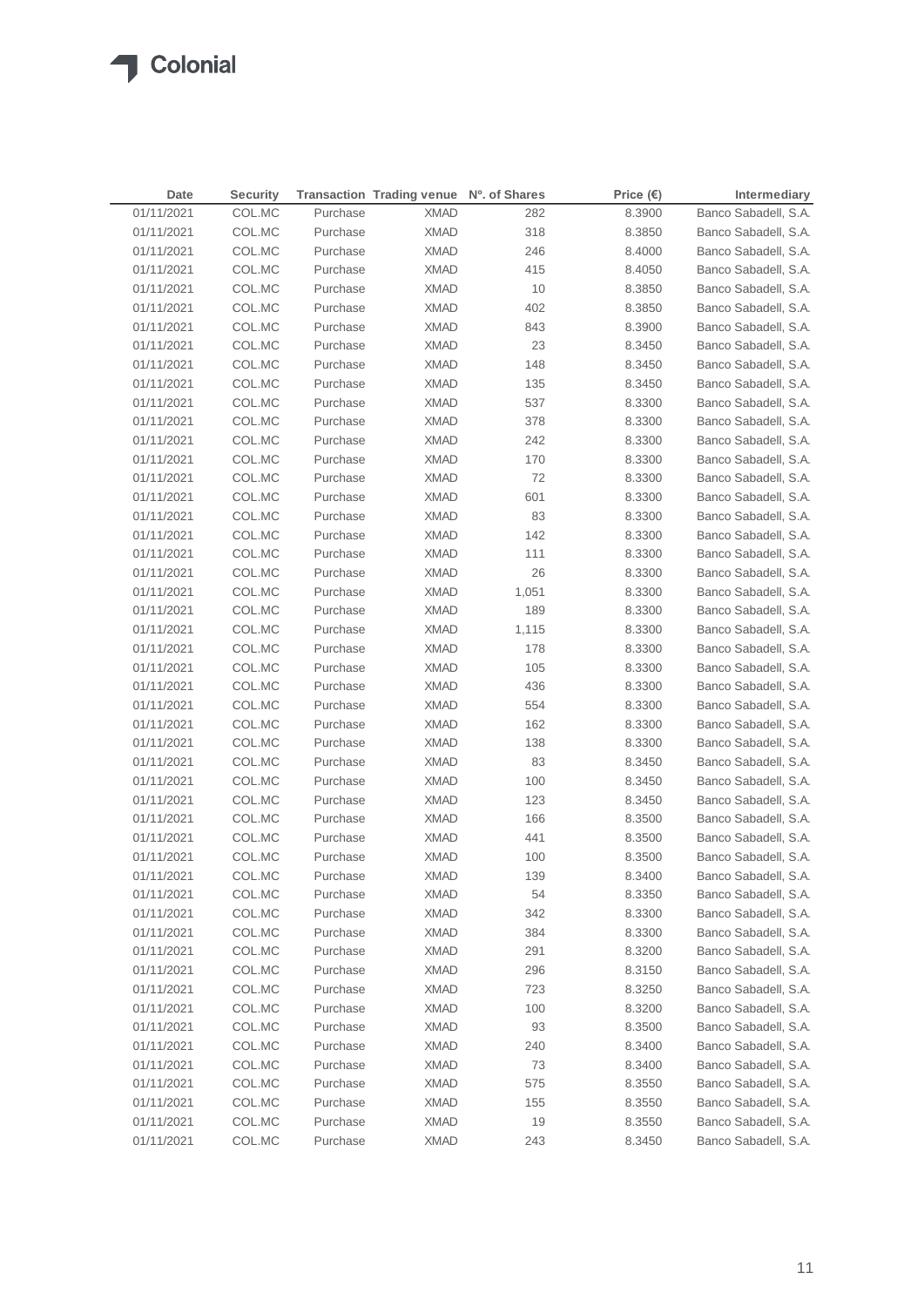Colonial

| Date | Security | Transaction | Trading venue | Nº. of Shares | Price (€) | Intermediary |
|---|---|---|---|---|---|---|
| 01/11/2021 | COL.MC | Purchase | XMAD | 282 | 8.3900 | Banco Sabadell, S.A. |
| 01/11/2021 | COL.MC | Purchase | XMAD | 318 | 8.3850 | Banco Sabadell, S.A. |
| 01/11/2021 | COL.MC | Purchase | XMAD | 246 | 8.4000 | Banco Sabadell, S.A. |
| 01/11/2021 | COL.MC | Purchase | XMAD | 415 | 8.4050 | Banco Sabadell, S.A. |
| 01/11/2021 | COL.MC | Purchase | XMAD | 10 | 8.3850 | Banco Sabadell, S.A. |
| 01/11/2021 | COL.MC | Purchase | XMAD | 402 | 8.3850 | Banco Sabadell, S.A. |
| 01/11/2021 | COL.MC | Purchase | XMAD | 843 | 8.3900 | Banco Sabadell, S.A. |
| 01/11/2021 | COL.MC | Purchase | XMAD | 23 | 8.3450 | Banco Sabadell, S.A. |
| 01/11/2021 | COL.MC | Purchase | XMAD | 148 | 8.3450 | Banco Sabadell, S.A. |
| 01/11/2021 | COL.MC | Purchase | XMAD | 135 | 8.3450 | Banco Sabadell, S.A. |
| 01/11/2021 | COL.MC | Purchase | XMAD | 537 | 8.3300 | Banco Sabadell, S.A. |
| 01/11/2021 | COL.MC | Purchase | XMAD | 378 | 8.3300 | Banco Sabadell, S.A. |
| 01/11/2021 | COL.MC | Purchase | XMAD | 242 | 8.3300 | Banco Sabadell, S.A. |
| 01/11/2021 | COL.MC | Purchase | XMAD | 170 | 8.3300 | Banco Sabadell, S.A. |
| 01/11/2021 | COL.MC | Purchase | XMAD | 72 | 8.3300 | Banco Sabadell, S.A. |
| 01/11/2021 | COL.MC | Purchase | XMAD | 601 | 8.3300 | Banco Sabadell, S.A. |
| 01/11/2021 | COL.MC | Purchase | XMAD | 83 | 8.3300 | Banco Sabadell, S.A. |
| 01/11/2021 | COL.MC | Purchase | XMAD | 142 | 8.3300 | Banco Sabadell, S.A. |
| 01/11/2021 | COL.MC | Purchase | XMAD | 111 | 8.3300 | Banco Sabadell, S.A. |
| 01/11/2021 | COL.MC | Purchase | XMAD | 26 | 8.3300 | Banco Sabadell, S.A. |
| 01/11/2021 | COL.MC | Purchase | XMAD | 1,051 | 8.3300 | Banco Sabadell, S.A. |
| 01/11/2021 | COL.MC | Purchase | XMAD | 189 | 8.3300 | Banco Sabadell, S.A. |
| 01/11/2021 | COL.MC | Purchase | XMAD | 1,115 | 8.3300 | Banco Sabadell, S.A. |
| 01/11/2021 | COL.MC | Purchase | XMAD | 178 | 8.3300 | Banco Sabadell, S.A. |
| 01/11/2021 | COL.MC | Purchase | XMAD | 105 | 8.3300 | Banco Sabadell, S.A. |
| 01/11/2021 | COL.MC | Purchase | XMAD | 436 | 8.3300 | Banco Sabadell, S.A. |
| 01/11/2021 | COL.MC | Purchase | XMAD | 554 | 8.3300 | Banco Sabadell, S.A. |
| 01/11/2021 | COL.MC | Purchase | XMAD | 162 | 8.3300 | Banco Sabadell, S.A. |
| 01/11/2021 | COL.MC | Purchase | XMAD | 138 | 8.3300 | Banco Sabadell, S.A. |
| 01/11/2021 | COL.MC | Purchase | XMAD | 83 | 8.3450 | Banco Sabadell, S.A. |
| 01/11/2021 | COL.MC | Purchase | XMAD | 100 | 8.3450 | Banco Sabadell, S.A. |
| 01/11/2021 | COL.MC | Purchase | XMAD | 123 | 8.3450 | Banco Sabadell, S.A. |
| 01/11/2021 | COL.MC | Purchase | XMAD | 166 | 8.3500 | Banco Sabadell, S.A. |
| 01/11/2021 | COL.MC | Purchase | XMAD | 441 | 8.3500 | Banco Sabadell, S.A. |
| 01/11/2021 | COL.MC | Purchase | XMAD | 100 | 8.3500 | Banco Sabadell, S.A. |
| 01/11/2021 | COL.MC | Purchase | XMAD | 139 | 8.3400 | Banco Sabadell, S.A. |
| 01/11/2021 | COL.MC | Purchase | XMAD | 54 | 8.3350 | Banco Sabadell, S.A. |
| 01/11/2021 | COL.MC | Purchase | XMAD | 342 | 8.3300 | Banco Sabadell, S.A. |
| 01/11/2021 | COL.MC | Purchase | XMAD | 384 | 8.3300 | Banco Sabadell, S.A. |
| 01/11/2021 | COL.MC | Purchase | XMAD | 291 | 8.3200 | Banco Sabadell, S.A. |
| 01/11/2021 | COL.MC | Purchase | XMAD | 296 | 8.3150 | Banco Sabadell, S.A. |
| 01/11/2021 | COL.MC | Purchase | XMAD | 723 | 8.3250 | Banco Sabadell, S.A. |
| 01/11/2021 | COL.MC | Purchase | XMAD | 100 | 8.3200 | Banco Sabadell, S.A. |
| 01/11/2021 | COL.MC | Purchase | XMAD | 93 | 8.3500 | Banco Sabadell, S.A. |
| 01/11/2021 | COL.MC | Purchase | XMAD | 240 | 8.3400 | Banco Sabadell, S.A. |
| 01/11/2021 | COL.MC | Purchase | XMAD | 73 | 8.3400 | Banco Sabadell, S.A. |
| 01/11/2021 | COL.MC | Purchase | XMAD | 575 | 8.3550 | Banco Sabadell, S.A. |
| 01/11/2021 | COL.MC | Purchase | XMAD | 155 | 8.3550 | Banco Sabadell, S.A. |
| 01/11/2021 | COL.MC | Purchase | XMAD | 19 | 8.3550 | Banco Sabadell, S.A. |
| 01/11/2021 | COL.MC | Purchase | XMAD | 243 | 8.3450 | Banco Sabadell, S.A. |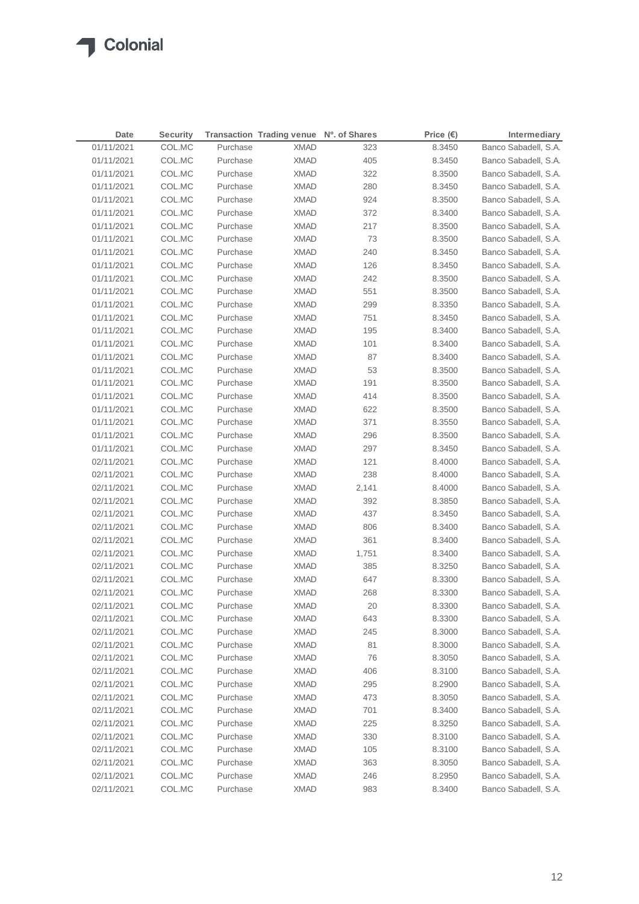Colonial

| Date | Security | Transaction | Trading venue | Nº. of Shares | Price (€) | Intermediary |
|---|---|---|---|---|---|---|
| 01/11/2021 | COL.MC | Purchase | XMAD | 323 | 8.3450 | Banco Sabadell, S.A. |
| 01/11/2021 | COL.MC | Purchase | XMAD | 405 | 8.3450 | Banco Sabadell, S.A. |
| 01/11/2021 | COL.MC | Purchase | XMAD | 322 | 8.3500 | Banco Sabadell, S.A. |
| 01/11/2021 | COL.MC | Purchase | XMAD | 280 | 8.3450 | Banco Sabadell, S.A. |
| 01/11/2021 | COL.MC | Purchase | XMAD | 924 | 8.3500 | Banco Sabadell, S.A. |
| 01/11/2021 | COL.MC | Purchase | XMAD | 372 | 8.3400 | Banco Sabadell, S.A. |
| 01/11/2021 | COL.MC | Purchase | XMAD | 217 | 8.3500 | Banco Sabadell, S.A. |
| 01/11/2021 | COL.MC | Purchase | XMAD | 73 | 8.3500 | Banco Sabadell, S.A. |
| 01/11/2021 | COL.MC | Purchase | XMAD | 240 | 8.3450 | Banco Sabadell, S.A. |
| 01/11/2021 | COL.MC | Purchase | XMAD | 126 | 8.3450 | Banco Sabadell, S.A. |
| 01/11/2021 | COL.MC | Purchase | XMAD | 242 | 8.3500 | Banco Sabadell, S.A. |
| 01/11/2021 | COL.MC | Purchase | XMAD | 551 | 8.3500 | Banco Sabadell, S.A. |
| 01/11/2021 | COL.MC | Purchase | XMAD | 299 | 8.3350 | Banco Sabadell, S.A. |
| 01/11/2021 | COL.MC | Purchase | XMAD | 751 | 8.3450 | Banco Sabadell, S.A. |
| 01/11/2021 | COL.MC | Purchase | XMAD | 195 | 8.3400 | Banco Sabadell, S.A. |
| 01/11/2021 | COL.MC | Purchase | XMAD | 101 | 8.3400 | Banco Sabadell, S.A. |
| 01/11/2021 | COL.MC | Purchase | XMAD | 87 | 8.3400 | Banco Sabadell, S.A. |
| 01/11/2021 | COL.MC | Purchase | XMAD | 53 | 8.3500 | Banco Sabadell, S.A. |
| 01/11/2021 | COL.MC | Purchase | XMAD | 191 | 8.3500 | Banco Sabadell, S.A. |
| 01/11/2021 | COL.MC | Purchase | XMAD | 414 | 8.3500 | Banco Sabadell, S.A. |
| 01/11/2021 | COL.MC | Purchase | XMAD | 622 | 8.3500 | Banco Sabadell, S.A. |
| 01/11/2021 | COL.MC | Purchase | XMAD | 371 | 8.3550 | Banco Sabadell, S.A. |
| 01/11/2021 | COL.MC | Purchase | XMAD | 296 | 8.3500 | Banco Sabadell, S.A. |
| 01/11/2021 | COL.MC | Purchase | XMAD | 297 | 8.3450 | Banco Sabadell, S.A. |
| 02/11/2021 | COL.MC | Purchase | XMAD | 121 | 8.4000 | Banco Sabadell, S.A. |
| 02/11/2021 | COL.MC | Purchase | XMAD | 238 | 8.4000 | Banco Sabadell, S.A. |
| 02/11/2021 | COL.MC | Purchase | XMAD | 2,141 | 8.4000 | Banco Sabadell, S.A. |
| 02/11/2021 | COL.MC | Purchase | XMAD | 392 | 8.3850 | Banco Sabadell, S.A. |
| 02/11/2021 | COL.MC | Purchase | XMAD | 437 | 8.3450 | Banco Sabadell, S.A. |
| 02/11/2021 | COL.MC | Purchase | XMAD | 806 | 8.3400 | Banco Sabadell, S.A. |
| 02/11/2021 | COL.MC | Purchase | XMAD | 361 | 8.3400 | Banco Sabadell, S.A. |
| 02/11/2021 | COL.MC | Purchase | XMAD | 1,751 | 8.3400 | Banco Sabadell, S.A. |
| 02/11/2021 | COL.MC | Purchase | XMAD | 385 | 8.3250 | Banco Sabadell, S.A. |
| 02/11/2021 | COL.MC | Purchase | XMAD | 647 | 8.3300 | Banco Sabadell, S.A. |
| 02/11/2021 | COL.MC | Purchase | XMAD | 268 | 8.3300 | Banco Sabadell, S.A. |
| 02/11/2021 | COL.MC | Purchase | XMAD | 20 | 8.3300 | Banco Sabadell, S.A. |
| 02/11/2021 | COL.MC | Purchase | XMAD | 643 | 8.3300 | Banco Sabadell, S.A. |
| 02/11/2021 | COL.MC | Purchase | XMAD | 245 | 8.3000 | Banco Sabadell, S.A. |
| 02/11/2021 | COL.MC | Purchase | XMAD | 81 | 8.3000 | Banco Sabadell, S.A. |
| 02/11/2021 | COL.MC | Purchase | XMAD | 76 | 8.3050 | Banco Sabadell, S.A. |
| 02/11/2021 | COL.MC | Purchase | XMAD | 406 | 8.3100 | Banco Sabadell, S.A. |
| 02/11/2021 | COL.MC | Purchase | XMAD | 295 | 8.2900 | Banco Sabadell, S.A. |
| 02/11/2021 | COL.MC | Purchase | XMAD | 473 | 8.3050 | Banco Sabadell, S.A. |
| 02/11/2021 | COL.MC | Purchase | XMAD | 701 | 8.3400 | Banco Sabadell, S.A. |
| 02/11/2021 | COL.MC | Purchase | XMAD | 225 | 8.3250 | Banco Sabadell, S.A. |
| 02/11/2021 | COL.MC | Purchase | XMAD | 330 | 8.3100 | Banco Sabadell, S.A. |
| 02/11/2021 | COL.MC | Purchase | XMAD | 105 | 8.3100 | Banco Sabadell, S.A. |
| 02/11/2021 | COL.MC | Purchase | XMAD | 363 | 8.3050 | Banco Sabadell, S.A. |
| 02/11/2021 | COL.MC | Purchase | XMAD | 246 | 8.2950 | Banco Sabadell, S.A. |
| 02/11/2021 | COL.MC | Purchase | XMAD | 983 | 8.3400 | Banco Sabadell, S.A. |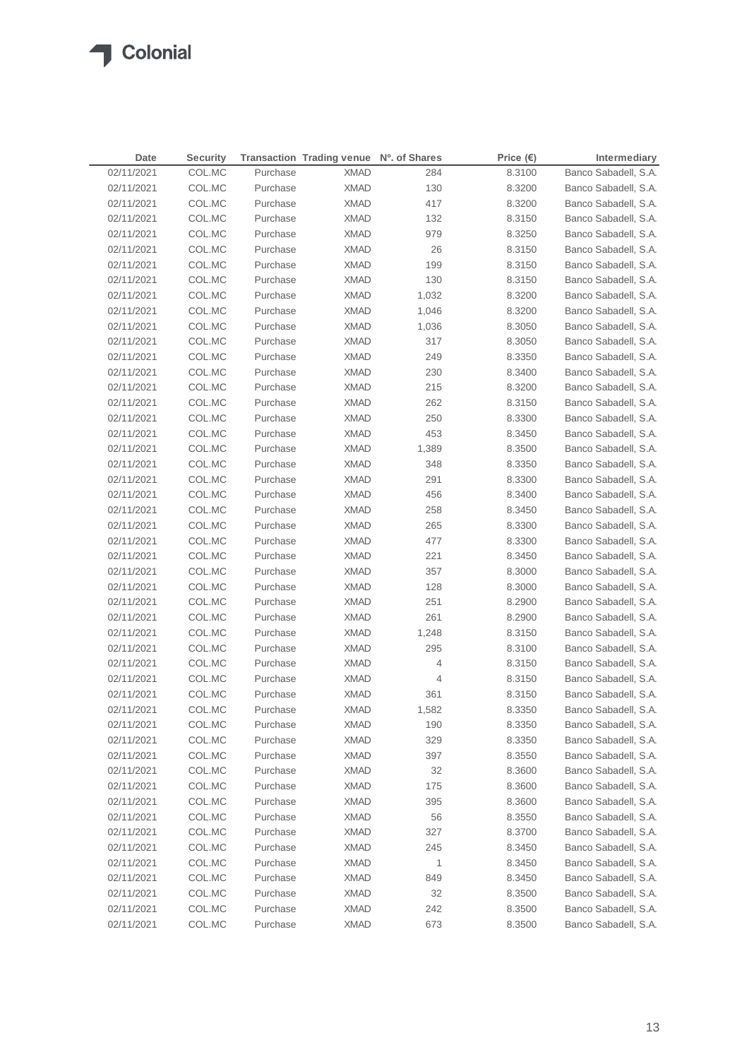| Date | Security | Transaction | Trading venue | Nº. of Shares | Price (€) | Intermediary |
|---|---|---|---|---|---|---|
| 02/11/2021 | COL.MC | Purchase | XMAD | 284 | 8.3100 | Banco Sabadell, S.A. |
| 02/11/2021 | COL.MC | Purchase | XMAD | 130 | 8.3200 | Banco Sabadell, S.A. |
| 02/11/2021 | COL.MC | Purchase | XMAD | 417 | 8.3200 | Banco Sabadell, S.A. |
| 02/11/2021 | COL.MC | Purchase | XMAD | 132 | 8.3150 | Banco Sabadell, S.A. |
| 02/11/2021 | COL.MC | Purchase | XMAD | 979 | 8.3250 | Banco Sabadell, S.A. |
| 02/11/2021 | COL.MC | Purchase | XMAD | 26 | 8.3150 | Banco Sabadell, S.A. |
| 02/11/2021 | COL.MC | Purchase | XMAD | 199 | 8.3150 | Banco Sabadell, S.A. |
| 02/11/2021 | COL.MC | Purchase | XMAD | 130 | 8.3150 | Banco Sabadell, S.A. |
| 02/11/2021 | COL.MC | Purchase | XMAD | 1,032 | 8.3200 | Banco Sabadell, S.A. |
| 02/11/2021 | COL.MC | Purchase | XMAD | 1,046 | 8.3200 | Banco Sabadell, S.A. |
| 02/11/2021 | COL.MC | Purchase | XMAD | 1,036 | 8.3050 | Banco Sabadell, S.A. |
| 02/11/2021 | COL.MC | Purchase | XMAD | 317 | 8.3050 | Banco Sabadell, S.A. |
| 02/11/2021 | COL.MC | Purchase | XMAD | 249 | 8.3350 | Banco Sabadell, S.A. |
| 02/11/2021 | COL.MC | Purchase | XMAD | 230 | 8.3400 | Banco Sabadell, S.A. |
| 02/11/2021 | COL.MC | Purchase | XMAD | 215 | 8.3200 | Banco Sabadell, S.A. |
| 02/11/2021 | COL.MC | Purchase | XMAD | 262 | 8.3150 | Banco Sabadell, S.A. |
| 02/11/2021 | COL.MC | Purchase | XMAD | 250 | 8.3300 | Banco Sabadell, S.A. |
| 02/11/2021 | COL.MC | Purchase | XMAD | 453 | 8.3450 | Banco Sabadell, S.A. |
| 02/11/2021 | COL.MC | Purchase | XMAD | 1,389 | 8.3500 | Banco Sabadell, S.A. |
| 02/11/2021 | COL.MC | Purchase | XMAD | 348 | 8.3350 | Banco Sabadell, S.A. |
| 02/11/2021 | COL.MC | Purchase | XMAD | 291 | 8.3300 | Banco Sabadell, S.A. |
| 02/11/2021 | COL.MC | Purchase | XMAD | 456 | 8.3400 | Banco Sabadell, S.A. |
| 02/11/2021 | COL.MC | Purchase | XMAD | 258 | 8.3450 | Banco Sabadell, S.A. |
| 02/11/2021 | COL.MC | Purchase | XMAD | 265 | 8.3300 | Banco Sabadell, S.A. |
| 02/11/2021 | COL.MC | Purchase | XMAD | 477 | 8.3300 | Banco Sabadell, S.A. |
| 02/11/2021 | COL.MC | Purchase | XMAD | 221 | 8.3450 | Banco Sabadell, S.A. |
| 02/11/2021 | COL.MC | Purchase | XMAD | 357 | 8.3000 | Banco Sabadell, S.A. |
| 02/11/2021 | COL.MC | Purchase | XMAD | 128 | 8.3000 | Banco Sabadell, S.A. |
| 02/11/2021 | COL.MC | Purchase | XMAD | 251 | 8.2900 | Banco Sabadell, S.A. |
| 02/11/2021 | COL.MC | Purchase | XMAD | 261 | 8.2900 | Banco Sabadell, S.A. |
| 02/11/2021 | COL.MC | Purchase | XMAD | 1,248 | 8.3150 | Banco Sabadell, S.A. |
| 02/11/2021 | COL.MC | Purchase | XMAD | 295 | 8.3100 | Banco Sabadell, S.A. |
| 02/11/2021 | COL.MC | Purchase | XMAD | 4 | 8.3150 | Banco Sabadell, S.A. |
| 02/11/2021 | COL.MC | Purchase | XMAD | 4 | 8.3150 | Banco Sabadell, S.A. |
| 02/11/2021 | COL.MC | Purchase | XMAD | 361 | 8.3150 | Banco Sabadell, S.A. |
| 02/11/2021 | COL.MC | Purchase | XMAD | 1,582 | 8.3350 | Banco Sabadell, S.A. |
| 02/11/2021 | COL.MC | Purchase | XMAD | 190 | 8.3350 | Banco Sabadell, S.A. |
| 02/11/2021 | COL.MC | Purchase | XMAD | 329 | 8.3350 | Banco Sabadell, S.A. |
| 02/11/2021 | COL.MC | Purchase | XMAD | 397 | 8.3550 | Banco Sabadell, S.A. |
| 02/11/2021 | COL.MC | Purchase | XMAD | 32 | 8.3600 | Banco Sabadell, S.A. |
| 02/11/2021 | COL.MC | Purchase | XMAD | 175 | 8.3600 | Banco Sabadell, S.A. |
| 02/11/2021 | COL.MC | Purchase | XMAD | 395 | 8.3600 | Banco Sabadell, S.A. |
| 02/11/2021 | COL.MC | Purchase | XMAD | 56 | 8.3550 | Banco Sabadell, S.A. |
| 02/11/2021 | COL.MC | Purchase | XMAD | 327 | 8.3700 | Banco Sabadell, S.A. |
| 02/11/2021 | COL.MC | Purchase | XMAD | 245 | 8.3450 | Banco Sabadell, S.A. |
| 02/11/2021 | COL.MC | Purchase | XMAD | 1 | 8.3450 | Banco Sabadell, S.A. |
| 02/11/2021 | COL.MC | Purchase | XMAD | 849 | 8.3450 | Banco Sabadell, S.A. |
| 02/11/2021 | COL.MC | Purchase | XMAD | 32 | 8.3500 | Banco Sabadell, S.A. |
| 02/11/2021 | COL.MC | Purchase | XMAD | 242 | 8.3500 | Banco Sabadell, S.A. |
| 02/11/2021 | COL.MC | Purchase | XMAD | 673 | 8.3500 | Banco Sabadell, S.A. |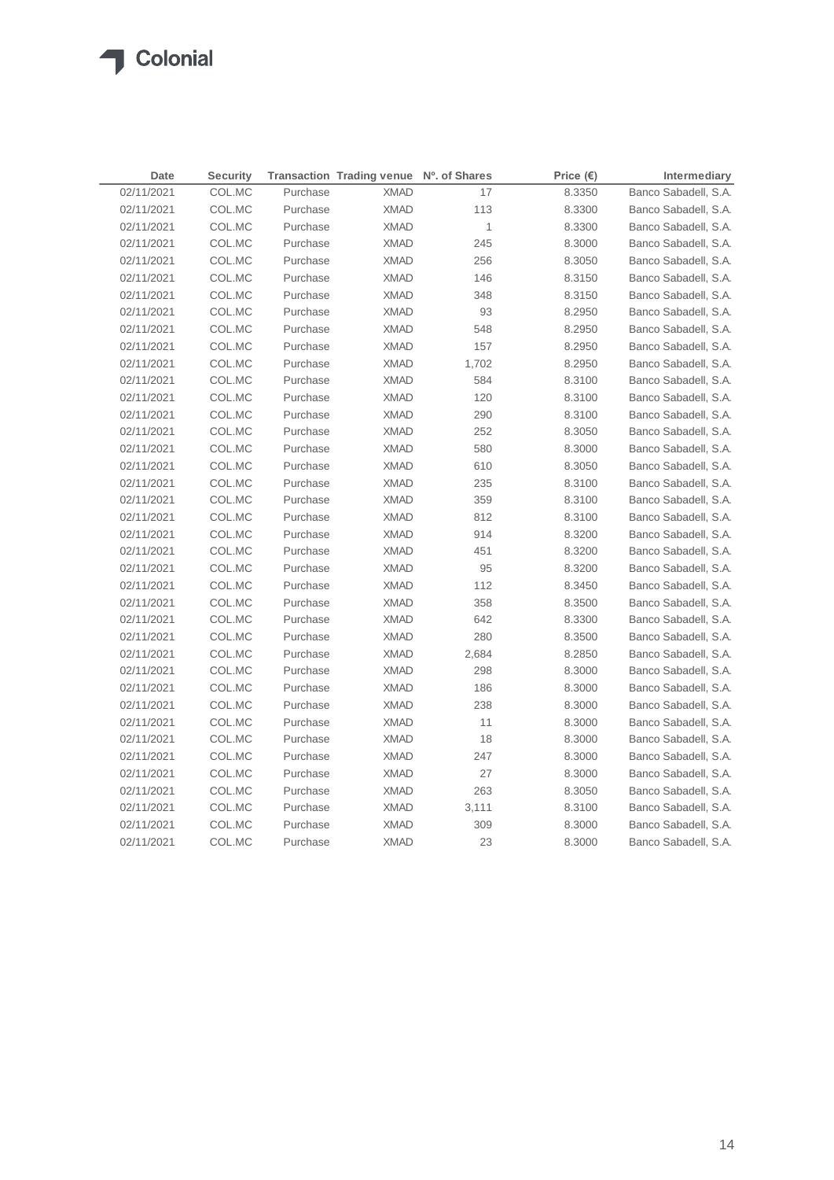| Date | Security | Transaction | Trading venue | Nº. of Shares | Price (€) | Intermediary |
|---|---|---|---|---|---|---|
| 02/11/2021 | COL.MC | Purchase | XMAD | 17 | 8.3350 | Banco Sabadell, S.A. |
| 02/11/2021 | COL.MC | Purchase | XMAD | 113 | 8.3300 | Banco Sabadell, S.A. |
| 02/11/2021 | COL.MC | Purchase | XMAD | 1 | 8.3300 | Banco Sabadell, S.A. |
| 02/11/2021 | COL.MC | Purchase | XMAD | 245 | 8.3000 | Banco Sabadell, S.A. |
| 02/11/2021 | COL.MC | Purchase | XMAD | 256 | 8.3050 | Banco Sabadell, S.A. |
| 02/11/2021 | COL.MC | Purchase | XMAD | 146 | 8.3150 | Banco Sabadell, S.A. |
| 02/11/2021 | COL.MC | Purchase | XMAD | 348 | 8.3150 | Banco Sabadell, S.A. |
| 02/11/2021 | COL.MC | Purchase | XMAD | 93 | 8.2950 | Banco Sabadell, S.A. |
| 02/11/2021 | COL.MC | Purchase | XMAD | 548 | 8.2950 | Banco Sabadell, S.A. |
| 02/11/2021 | COL.MC | Purchase | XMAD | 157 | 8.2950 | Banco Sabadell, S.A. |
| 02/11/2021 | COL.MC | Purchase | XMAD | 1,702 | 8.2950 | Banco Sabadell, S.A. |
| 02/11/2021 | COL.MC | Purchase | XMAD | 584 | 8.3100 | Banco Sabadell, S.A. |
| 02/11/2021 | COL.MC | Purchase | XMAD | 120 | 8.3100 | Banco Sabadell, S.A. |
| 02/11/2021 | COL.MC | Purchase | XMAD | 290 | 8.3100 | Banco Sabadell, S.A. |
| 02/11/2021 | COL.MC | Purchase | XMAD | 252 | 8.3050 | Banco Sabadell, S.A. |
| 02/11/2021 | COL.MC | Purchase | XMAD | 580 | 8.3000 | Banco Sabadell, S.A. |
| 02/11/2021 | COL.MC | Purchase | XMAD | 610 | 8.3050 | Banco Sabadell, S.A. |
| 02/11/2021 | COL.MC | Purchase | XMAD | 235 | 8.3100 | Banco Sabadell, S.A. |
| 02/11/2021 | COL.MC | Purchase | XMAD | 359 | 8.3100 | Banco Sabadell, S.A. |
| 02/11/2021 | COL.MC | Purchase | XMAD | 812 | 8.3100 | Banco Sabadell, S.A. |
| 02/11/2021 | COL.MC | Purchase | XMAD | 914 | 8.3200 | Banco Sabadell, S.A. |
| 02/11/2021 | COL.MC | Purchase | XMAD | 451 | 8.3200 | Banco Sabadell, S.A. |
| 02/11/2021 | COL.MC | Purchase | XMAD | 95 | 8.3200 | Banco Sabadell, S.A. |
| 02/11/2021 | COL.MC | Purchase | XMAD | 112 | 8.3450 | Banco Sabadell, S.A. |
| 02/11/2021 | COL.MC | Purchase | XMAD | 358 | 8.3500 | Banco Sabadell, S.A. |
| 02/11/2021 | COL.MC | Purchase | XMAD | 642 | 8.3300 | Banco Sabadell, S.A. |
| 02/11/2021 | COL.MC | Purchase | XMAD | 280 | 8.3500 | Banco Sabadell, S.A. |
| 02/11/2021 | COL.MC | Purchase | XMAD | 2,684 | 8.2850 | Banco Sabadell, S.A. |
| 02/11/2021 | COL.MC | Purchase | XMAD | 298 | 8.3000 | Banco Sabadell, S.A. |
| 02/11/2021 | COL.MC | Purchase | XMAD | 186 | 8.3000 | Banco Sabadell, S.A. |
| 02/11/2021 | COL.MC | Purchase | XMAD | 238 | 8.3000 | Banco Sabadell, S.A. |
| 02/11/2021 | COL.MC | Purchase | XMAD | 11 | 8.3000 | Banco Sabadell, S.A. |
| 02/11/2021 | COL.MC | Purchase | XMAD | 18 | 8.3000 | Banco Sabadell, S.A. |
| 02/11/2021 | COL.MC | Purchase | XMAD | 247 | 8.3000 | Banco Sabadell, S.A. |
| 02/11/2021 | COL.MC | Purchase | XMAD | 27 | 8.3000 | Banco Sabadell, S.A. |
| 02/11/2021 | COL.MC | Purchase | XMAD | 263 | 8.3050 | Banco Sabadell, S.A. |
| 02/11/2021 | COL.MC | Purchase | XMAD | 3,111 | 8.3100 | Banco Sabadell, S.A. |
| 02/11/2021 | COL.MC | Purchase | XMAD | 309 | 8.3000 | Banco Sabadell, S.A. |
| 02/11/2021 | COL.MC | Purchase | XMAD | 23 | 8.3000 | Banco Sabadell, S.A. |